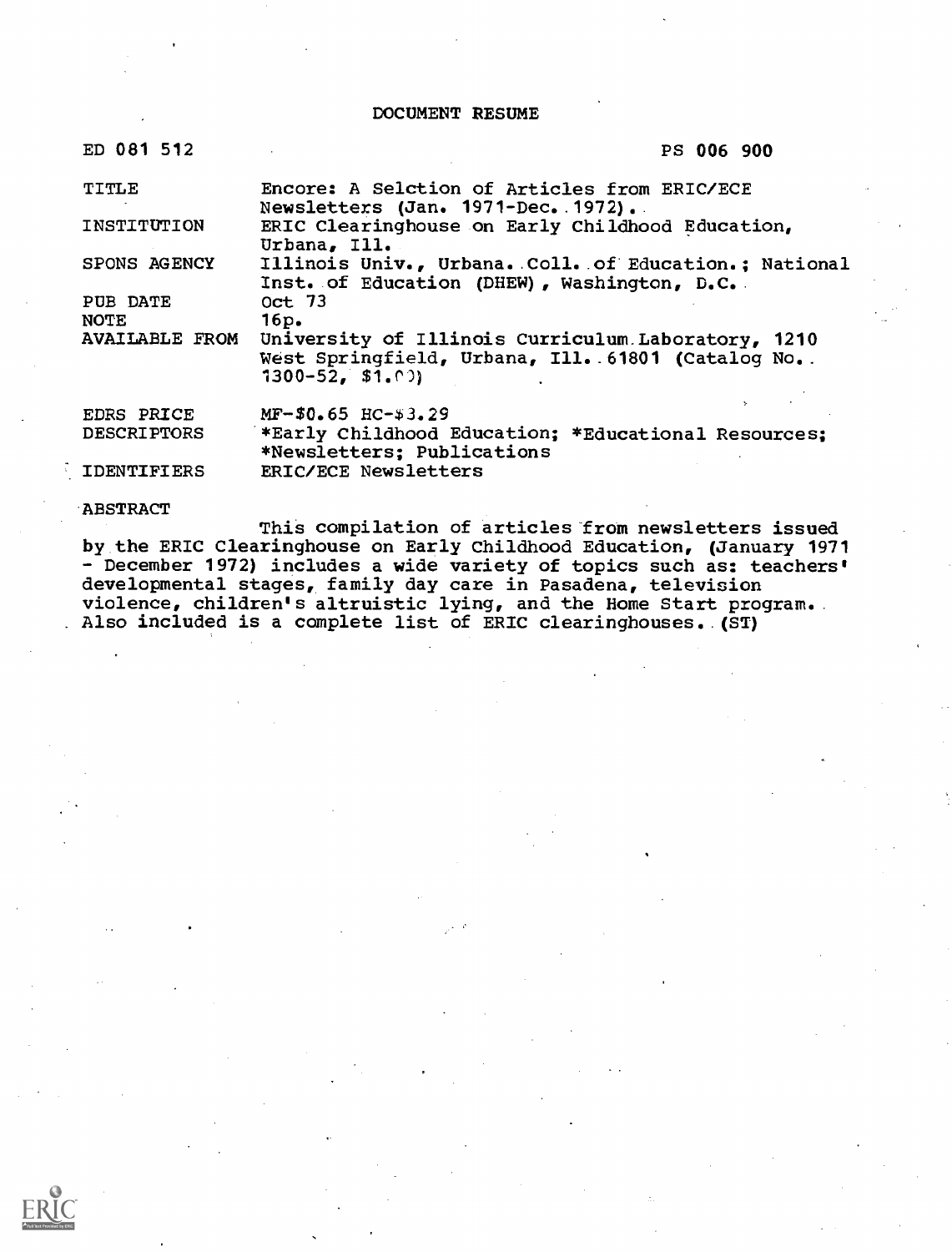# DOCUMENT RESUME

ED 081 512 PS 006 900

| | |
|---|---|
| TITLE | Encore: A Selction of Articles from ERIC/ECE Newsletters (Jan. 1971-Dec. 1972). |
| INSTITUTION | ERIC Clearinghouse on Early Childhood Education, Urbana, Ill. |
| SPONS AGENCY | Illinois Univ., Urbana. Coll. of Education.; National Inst. of Education (DHEW), Washington, D.C. |
| PUB DATE | Oct 73 |
| NOTE | 16p. |
| AVAILABLE FROM | University of Illinois Curriculum Laboratory, 1210 West Springfield, Urbana, Ill. 61801 (Catalog No. 1300-52, $1.00) |
| EDRS PRICE | MF-$0.65 HC-$3.29 |
| DESCRIPTORS | *Early Childhood Education; *Educational Resources; *Newsletters; Publications |
| IDENTIFIERS | ERIC/ECE Newsletters |

ABSTRACT

This compilation of articles from newsletters issued by the ERIC Clearinghouse on Early Childhood Education, (January 1971 - December 1972) includes a wide variety of topics such as: teachers' developmental stages, family day care in Pasadena, television violence, children's altruistic lying, and the Home Start program. Also included is a complete list of ERIC clearinghouses. (ST)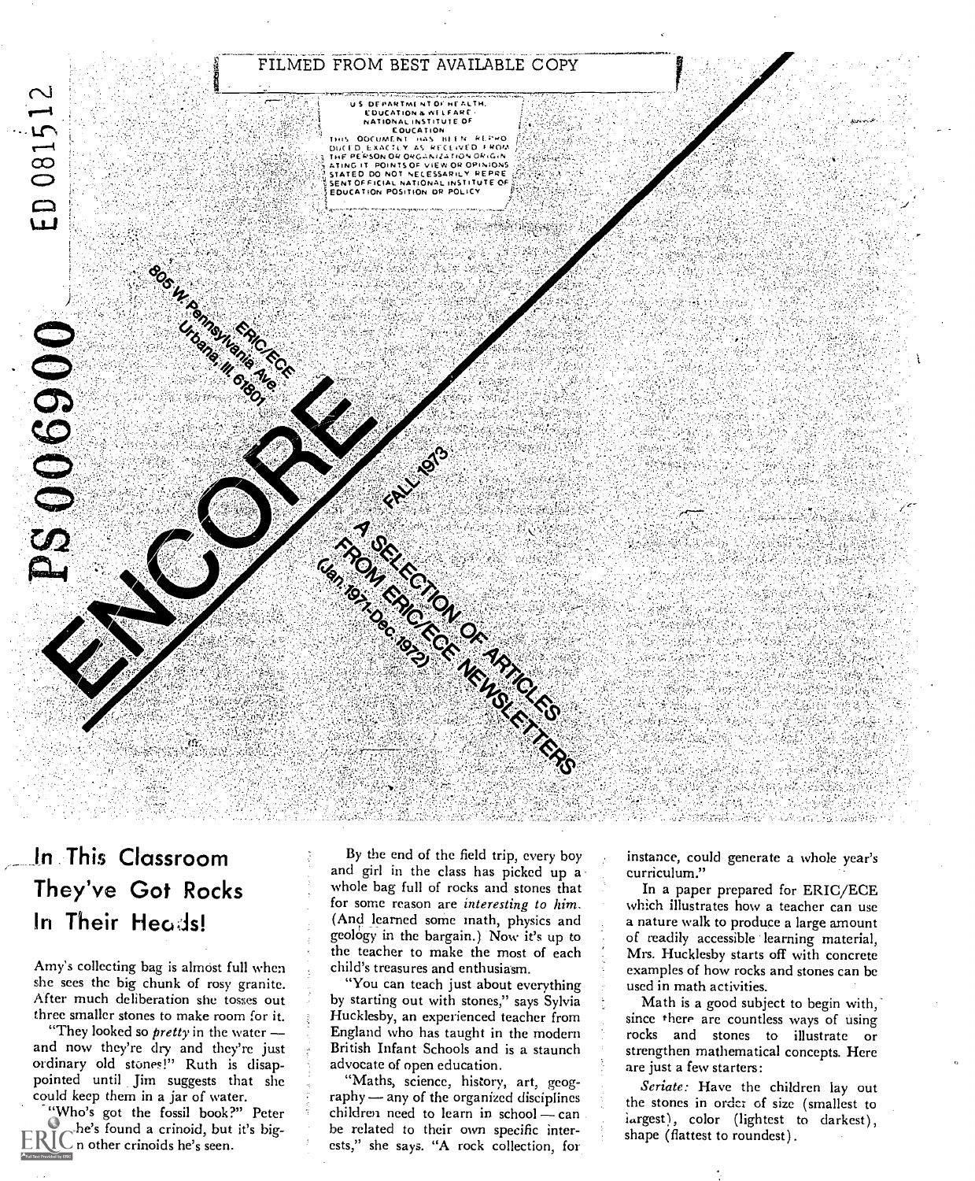FILMED FROM BEST AVAILABLE COPY

U S DEPARTMENT OF HEALTH. EDUCATION & WELFARE NATIONAL INSTITUTE OF EDUCATION THIS DOCUMENT HAS BEEN REPRODUCED EXACTLY AS RECEIVED FROM THE PERSON OR ORGANIZATION ORIGINATING IT POINTS OF VIEW OR OPINIONS STATED DO NOT NECESSARILY REPRESENT OFFICIAL NATIONAL INSTITUTE OF EDUCATION POSITION OR POLICY

ED 081512

PS 006900

ERIC/ECE
805 W. Pennsylvania Ave.
Urbana, Ill. 61801

# ENCORE

FALL 1973

A SELECTION OF ARTICLES FROM ERIC/ECE NEWSLETTERS
(Jan. 1971-Dec. 1972)

## In This Classroom They've Got Rocks In Their Heads!

Amy's collecting bag is almost full when she sees the big chunk of rosy granite. After much deliberation she tosses out three smaller stones to make room for it.

"They looked so *pretty* in the water — and now they're dry and they're just ordinary old stones!" Ruth is disappointed until Jim suggests that she could keep them in a jar of water.

"Who's got the fossil book?" Peter ...he's found a crinoid, but it's big...n other crinoids he's seen.

By the end of the field trip, every boy and girl in the class has picked up a whole bag full of rocks and stones that for some reason are *interesting to him*. (And learned some math, physics and geology in the bargain.) Now it's up to the teacher to make the most of each child's treasures and enthusiasm.

"You can teach just about everything by starting out with stones," says Sylvia Hucklesby, an experienced teacher from England who has taught in the modern British Infant Schools and is a staunch advocate of open education.

"Maths, science, history, art, geography — any of the organized disciplines children need to learn in school — can be related to their own specific interests," she says. "A rock collection, for instance, could generate a whole year's curriculum."

In a paper prepared for ERIC/ECE which illustrates how a teacher can use a nature walk to produce a large amount of readily accessible learning material, Mrs. Hucklesby starts off with concrete examples of how rocks and stones can be used in math activities.

Math is a good subject to begin with, since there are countless ways of using rocks and stones to illustrate or strengthen mathematical concepts. Here are just a few starters:

*Seriate:* Have the children lay out the stones in order of size (smallest to largest), color (lightest to darkest), shape (flattest to roundest).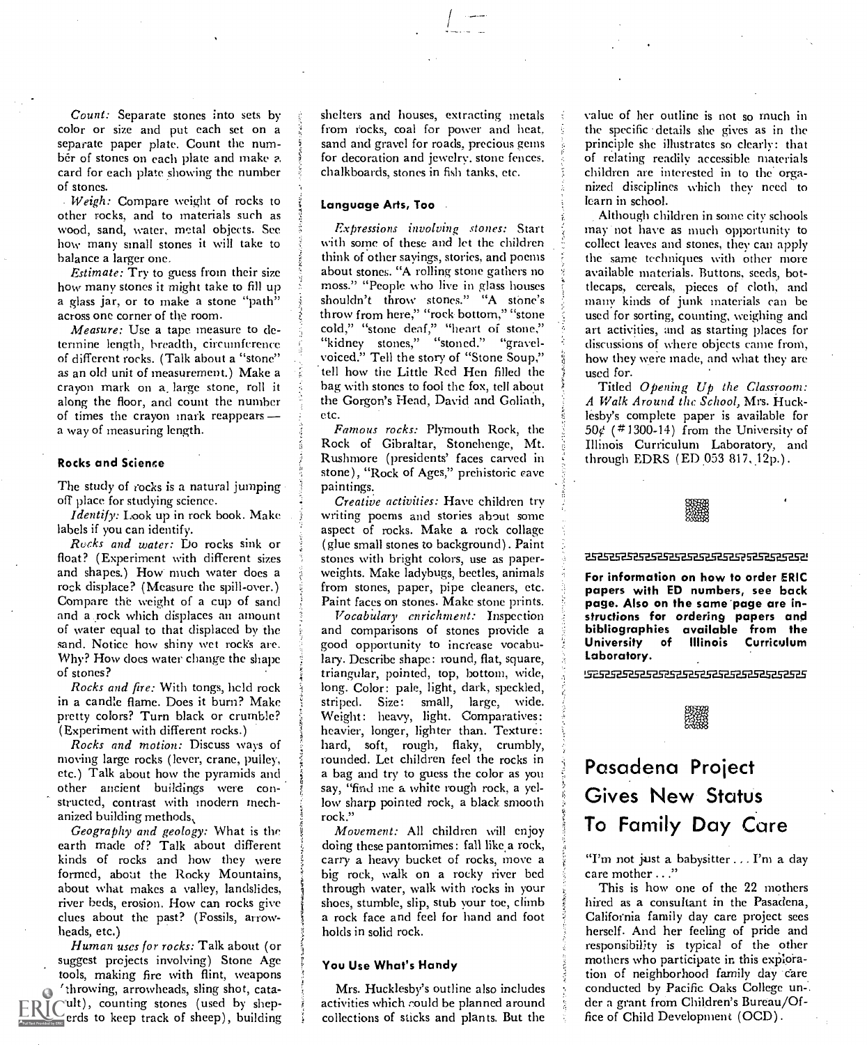*Count:* Separate stones into sets by color or size and put each set on a separate paper plate. Count the number of stones on each plate and make a card for each plate showing the number of stones.

*Weigh:* Compare weight of rocks to other rocks, and to materials such as wood, sand, water, metal objects. See how many small stones it will take to balance a larger one.

*Estimate:* Try to guess from their size how many stones it might take to fill up a glass jar, or to make a stone "path" across one corner of the room.

*Measure:* Use a tape measure to determine length, breadth, circumference of different rocks. (Talk about a "stone" as an old unit of measurement.) Make a crayon mark on a large stone, roll it along the floor, and count the number of times the crayon mark reappears — a way of measuring length.

### Rocks and Science

The study of rocks is a natural jumping off place for studying science.

*Identify:* Look up in rock book. Make labels if you can identify.

*Rocks and water:* Do rocks sink or float? (Experiment with different sizes and shapes.) How much water does a rock displace? (Measure the spill-over.) Compare the weight of a cup of sand and a rock which displaces an amount of water equal to that displaced by the sand. Notice how shiny wet rocks are. Why? How does water change the shape of stones?

*Rocks and fire:* With tongs, hold rock in a candle flame. Does it burn? Make pretty colors? Turn black or crumble? (Experiment with different rocks.)

*Rocks and motion:* Discuss ways of moving large rocks (lever, crane, pulley, etc.) Talk about how the pyramids and other ancient buildings were constructed, contrast with modern mechanized building methods.

*Geography and geology:* What is the earth made of? Talk about different kinds of rocks and how they were formed, about the Rocky Mountains, about what makes a valley, landslides, river beds, erosion. How can rocks give clues about the past? (Fossils, arrowheads, etc.)

*Human uses for rocks:* Talk about (or suggest projects involving) Stone Age tools, making fire with flint, weapons (throwing, arrowheads, sling shot, catapult), counting stones (used by shepherds to keep track of sheep), building shelters and houses, extracting metals from rocks, coal for power and heat, sand and gravel for roads, precious gems for decoration and jewelry, stone fences, chalkboards, stones in fish tanks, etc.

### Language Arts, Too

*Expressions involving stones:* Start with some of these and let the children think of other sayings, stories, and poems about stones. "A rolling stone gathers no moss." "People who live in glass houses shouldn't throw stones." "A stone's throw from here," "rock bottom," "stone cold," "stone deaf," "heart of stone," "kidney stones," "stoned." "gravel-voiced." Tell the story of "Stone Soup," tell how the Little Red Hen filled the bag with stones to fool the fox, tell about the Gorgon's Head, David and Goliath, etc.

*Famous rocks:* Plymouth Rock, the Rock of Gibraltar, Stonehenge, Mt. Rushmore (presidents' faces carved in stone), "Rock of Ages," prehistoric cave paintings.

*Creative activities:* Have children try writing poems and stories about some aspect of rocks. Make a rock collage (glue small stones to background). Paint stones with bright colors, use as paperweights. Make ladybugs, beetles, animals from stones, paper, pipe cleaners, etc. Paint faces on stones. Make stone prints.

*Vocabulary enrichment:* Inspection and comparisons of stones provide a good opportunity to increase vocabulary. Describe shape: round, flat, square, triangular, pointed, top, bottom, wide, long. Color: pale, light, dark, speckled, striped. Size: small, large, wide. Weight: heavy, light. Comparatives: heavier, longer, lighter than. Texture: hard, soft, rough, flaky, crumbly, rounded. Let children feel the rocks in a bag and try to guess the color as you say, "find me a white rough rock, a yellow sharp pointed rock, a black smooth rock."

*Movement:* All children will enjoy doing these pantomimes: fall like a rock, carry a heavy bucket of rocks, move a big rock, walk on a rocky river bed through water, walk with rocks in your shoes, stumble, slip, stub your toe, climb a rock face and feel for hand and foot holds in solid rock.

### You Use What's Handy

Mrs. Hucklesby's outline also includes activities which could be planned around collections of sticks and plants. But the value of her outline is not so much in the specific details she gives as in the principle she illustrates so clearly: that of relating readily accessible materials children are interested in to the organized disciplines which they need to learn in school.

Although children in some city schools may not have as much opportunity to collect leaves and stones, they can apply the same techniques with other more available materials. Buttons, seeds, bottlecaps, cereals, pieces of cloth, and many kinds of junk materials can be used for sorting, counting, weighing and art activities, and as starting places for discussions of where objects came from, how they were made, and what they are used for.

Titled *Opening Up the Classroom: A Walk Around the School,* Mrs. Hucklesby's complete paper is available for 50¢ (#1300-14) from the University of Illinois Curriculum Laboratory, and through EDRS (ED 053 817, 12p.).

**For information on how to order ERIC papers with ED numbers, see back page. Also on the same page are instructions for ordering papers and bibliographies available from the University of Illinois Curriculum Laboratory.**

## Pasadena Project Gives New Status To Family Day Care

"I'm not just a babysitter . . . I'm a day care mother . . ."

This is how one of the 22 mothers hired as a consultant in the Pasadena, California family day care project sees herself. And her feeling of pride and responsibility is typical of the other mothers who participate in this exploration of neighborhood family day care conducted by Pacific Oaks College under a grant from Children's Bureau/Office of Child Development (OCD).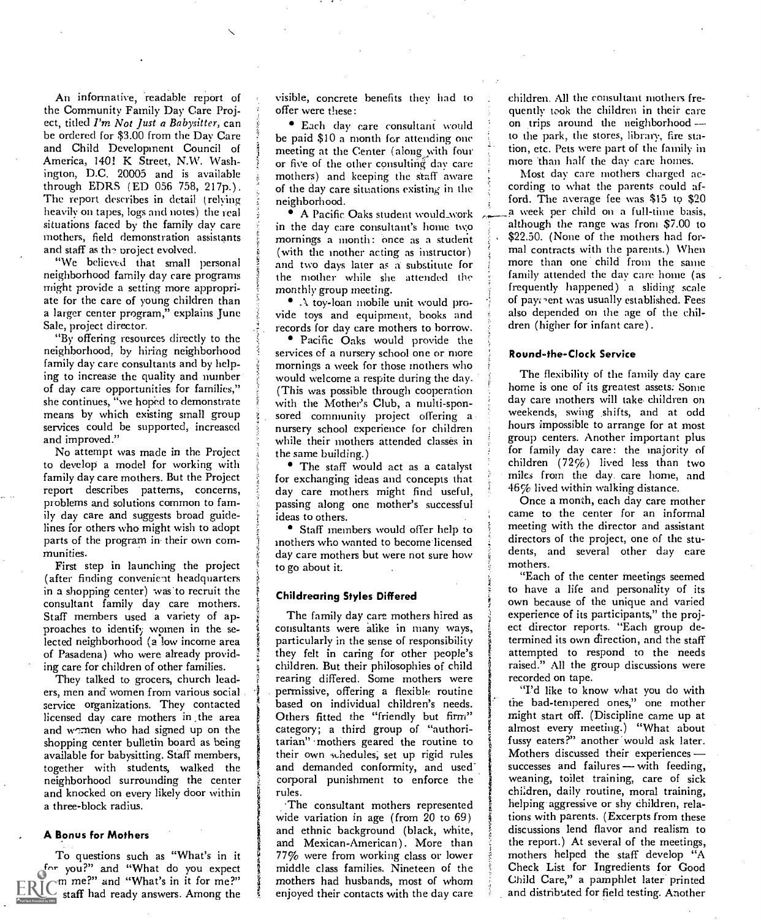An informative, readable report of the Community Family Day Care Project, titled *I'm Not Just a Babysitter,* can be ordered for $3.00 from the Day Care and Child Development Council of America, 1401 K Street, N.W. Washington, D.C. 20005 and is available through EDRS (ED 056 758, 217p.). The report describes in detail (relying heavily on tapes, logs and notes) the real situations faced by the family day care mothers, field demonstration assistants and staff as the project evolved.

"We believed that small personal neighborhood family day care programs might provide a setting more appropriate for the care of young children than a larger center program," explains June Sale, project director.

"By offering resources directly to the neighborhood, by hiring neighborhood family day care consultants and by helping to increase the quality and number of day care opportunities for families," she continues, "we hoped to demonstrate means by which existing small group services could be supported, increased and improved."

No attempt was made in the Project to develop a model for working with family day care mothers. But the Project report describes patterns, concerns, problems and solutions common to family day care and suggests broad guidelines for others who might wish to adopt parts of the program in their own communities.

First step in launching the project (after finding convenient headquarters in a shopping center) was to recruit the consultant family day care mothers. Staff members used a variety of approaches to identify women in the selected neighborhood (a low income area of Pasadena) who were already providing care for children of other families.

They talked to grocers, church leaders, men and women from various social service organizations. They contacted licensed day care mothers in the area and women who had signed up on the shopping center bulletin board as being available for babysitting. Staff members, together with students, walked the neighborhood surrounding the center and knocked on every likely door within a three-block radius.

### A Bonus for Mothers

To questions such as "What's in it for you?" and "What do you expect from me?" and "What's in it for me?" staff had ready answers. Among the visible, concrete benefits they had to offer were these:

- Each day care consultant would be paid $10 a month for attending one meeting at the Center (along with four or five of the other consulting day care mothers) and keeping the staff aware of the day care situations existing in the neighborhood.
- A Pacific Oaks student would work in the day care consultant's home two mornings a month: once as a student (with the mother acting as instructor) and two days later as a substitute for the mother while she attended the monthly group meeting.
- A toy-loan mobile unit would provide toys and equipment, books and records for day care mothers to borrow.
- Pacific Oaks would provide the services of a nursery school one or more mornings a week for those mothers who would welcome a respite during the day. (This was possible through cooperation with the Mother's Club, a multi-sponsored community project offering a nursery school experience for children while their mothers attended classes in the same building.)
- The staff would act as a catalyst for exchanging ideas and concepts that day care mothers might find useful, passing along one mother's successful ideas to others.
- Staff members would offer help to mothers who wanted to become licensed day care mothers but were not sure how to go about it.

### Childrearing Styles Differed

The family day care mothers hired as consultants were alike in many ways, particularly in the sense of responsibility they felt in caring for other people's children. But their philosophies of child rearing differed. Some mothers were permissive, offering a flexible routine based on individual children's needs. Others fitted the "friendly but firm" category; a third group of "authoritarian" mothers geared the routine to their own schedules, set up rigid rules and demanded conformity, and used corporal punishment to enforce the rules.

The consultant mothers represented wide variation in age (from 20 to 69) and ethnic background (black, white, and Mexican-American). More than 77% were from working class or lower middle class families. Nineteen of the mothers had husbands, most of whom enjoyed their contacts with the day care children. All the consultant mothers frequently took the children in their care on trips around the neighborhood — to the park, the stores, library, fire station, etc. Pets were part of the family in more than half the day care homes.

Most day care mothers charged according to what the parents could afford. The average fee was $15 to $20 a week per child on a full-time basis, although the range was from $7.00 to $22.50. (None of the mothers had formal contracts with the parents.) When more than one child from the same family attended the day care home (as frequently happened) a sliding scale of payment was usually established. Fees also depended on the age of the children (higher for infant care).

### Round-the-Clock Service

The flexibility of the family day care home is one of its greatest assets. Some day care mothers will take children on weekends, swing shifts, and at odd hours impossible to arrange for at most group centers. Another important plus for family day care: the majority of children (72%) lived less than two miles from the day care home, and 46% lived within walking distance.

Once a month, each day care mother came to the center for an informal meeting with the director and assistant directors of the project, one of the students, and several other day care mothers.

"Each of the center meetings seemed to have a life and personality of its own because of the unique and varied experience of its participants," the project director reports. "Each group determined its own direction, and the staff attempted to respond to the needs raised." All the group discussions were recorded on tape.

"I'd like to know what you do with the bad-tempered ones," one mother might start off. (Discipline came up at almost every meeting.) "What about fussy eaters?" another would ask later. Mothers discussed their experiences — successes and failures — with feeding, weaning, toilet training, care of sick children, daily routine, moral training, helping aggressive or shy children, relations with parents. (Excerpts from these discussions lend flavor and realism to the report.) At several of the meetings, mothers helped the staff develop "A Check List for Ingredients for Good Child Care," a pamphlet later printed and distributed for field testing. Another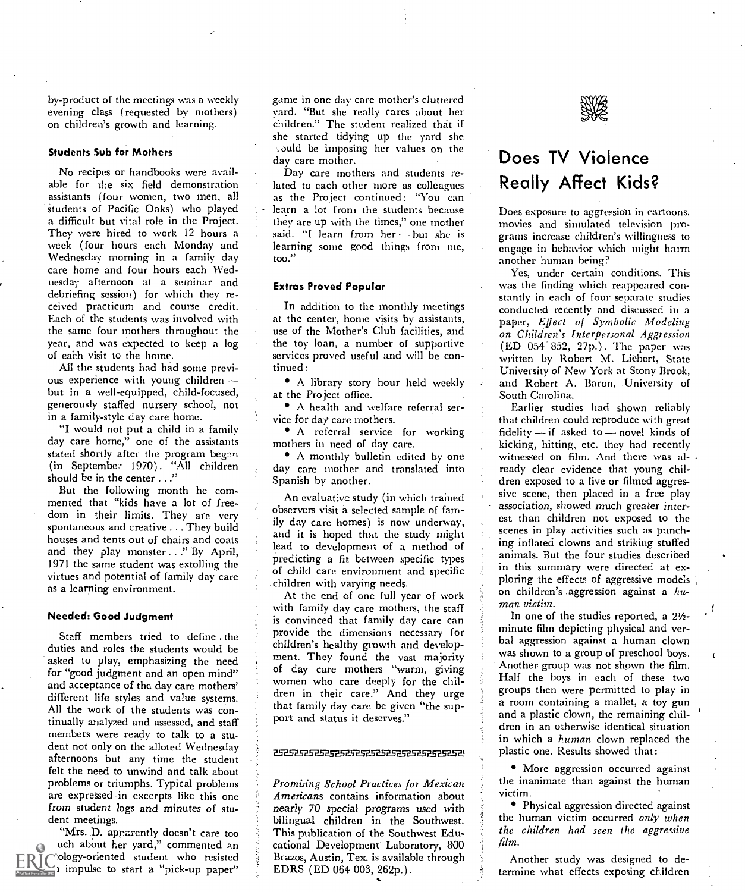by-product of the meetings was a weekly evening class (requested by mothers) on children's growth and learning.

### Students Sub for Mothers

No recipes or handbooks were available for the six field demonstration assistants (four women, two men, all students of Pacific Oaks) who played a difficult but vital role in the Project. They were hired to work 12 hours a week (four hours each Monday and Wednesday morning in a family day care home and four hours each Wednesday afternoon at a seminar and debriefing session) for which they received practicum and course credit. Each of the students was involved with the same four mothers throughout the year, and was expected to keep a log of each visit to the home.

All the students had had some previous experience with young children — but in a well-equipped, child-focused, generously staffed nursery school, not in a family-style day care home.

"I would not put a child in a family day care home," one of the assistants stated shortly after the program began (in September 1970). "All children should be in the center . . ."

But the following month he commented that "kids have a lot of freedom in their limits. They are very spontaneous and creative . . . They build houses and tents out of chairs and coats and they play monster . . ." By April, 1971 the same student was extolling the virtues and potential of family day care as a learning environment.

### Needed: Good Judgment

Staff members tried to define the duties and roles the students would be asked to play, emphasizing the need for "good judgment and an open mind" and acceptance of the day care mothers' different life styles and value systems. All the work of the students was continually analyzed and assessed, and staff members were ready to talk to a student not only on the alloted Wednesday afternoons but any time the student felt the need to unwind and talk about problems or triumphs. Typical problems are expressed in excerpts like this one from student logs and minutes of student meetings.

"Mrs. D. apparently doesn't care too much about her yard," commented an ecology-oriented student who resisted an impulse to start a "pick-up paper" game in one day care mother's cluttered yard. "But she really cares about her children." The student realized that if she started tidying up the yard she would be imposing her values on the day care mother.

Day care mothers and students related to each other more as colleagues as the Project continued: "You can learn a lot from the students because they are up with the times," one mother said. "I learn from her — but she is learning some good things from me, too."

### Extras Proved Popular

In addition to the monthly meetings at the center, home visits by assistants, use of the Mother's Club facilities, and the toy loan, a number of supportive services proved useful and will be continued:

- A library story hour held weekly at the Project office.
- A health and welfare referral service for day care mothers.
- A referral service for working mothers in need of day care.
- A monthly bulletin edited by one day care mother and translated into Spanish by another.

An evaluative study (in which trained observers visit a selected sample of family day care homes) is now underway, and it is hoped that the study might lead to development of a method of predicting a fit between specific types of child care environment and specific children with varying needs.

At the end of one full year of work with family day care mothers, the staff is convinced that family day care can provide the dimensions necessary for children's healthy growth and development. They found the vast majority of day care mothers "warm, giving women who care deeply for the children in their care." And they urge that family day care be given "the support and status it deserves."

---

*Promising School Practices for Mexican Americans* contains information about nearly 70 special programs used with bilingual children in the Southwest. This publication of the Southwest Educational Development Laboratory, 800 Brazos, Austin, Tex. is available through EDRS (ED 054 003, 262p.).

## Does TV Violence Really Affect Kids?

Does exposure to aggression in cartoons, movies and simulated television programs increase children's willingness to engage in behavior which might harm another human being?

Yes, under certain conditions. This was the finding which reappeared constantly in each of four separate studies conducted recently and discussed in a paper, *Effect of Symbolic Modeling on Children's Interpersonal Aggression* (ED 054 852, 27p.). The paper was written by Robert M. Liebert, State University of New York at Stony Brook, and Robert A. Baron, University of South Carolina.

Earlier studies had shown reliably that children could reproduce with great fidelity — if asked to — novel kinds of kicking, hitting, etc. they had recently witnessed on film. And there was already clear evidence that young children exposed to a live or filmed aggressive scene, then placed in a free play association, showed much greater interest than children not exposed to the scenes in play activities such as punching inflated clowns and striking stuffed animals. But the four studies described in this summary were directed at exploring the effects of aggressive models on children's aggression against a *human victim*.

In one of the studies reported, a 2½-minute film depicting physical and verbal aggression against a human clown was shown to a group of preschool boys. Another group was not shown the film. Half the boys in each of these two groups then were permitted to play in a room containing a mallet, a toy gun and a plastic clown, the remaining children in an otherwise identical situation in which a *human* clown replaced the plastic one. Results showed that:

- More aggression occurred against the inanimate than against the human victim.
- Physical aggression directed against the human victim occurred *only when the children had seen the aggressive film.*

Another study was designed to determine what effects exposing children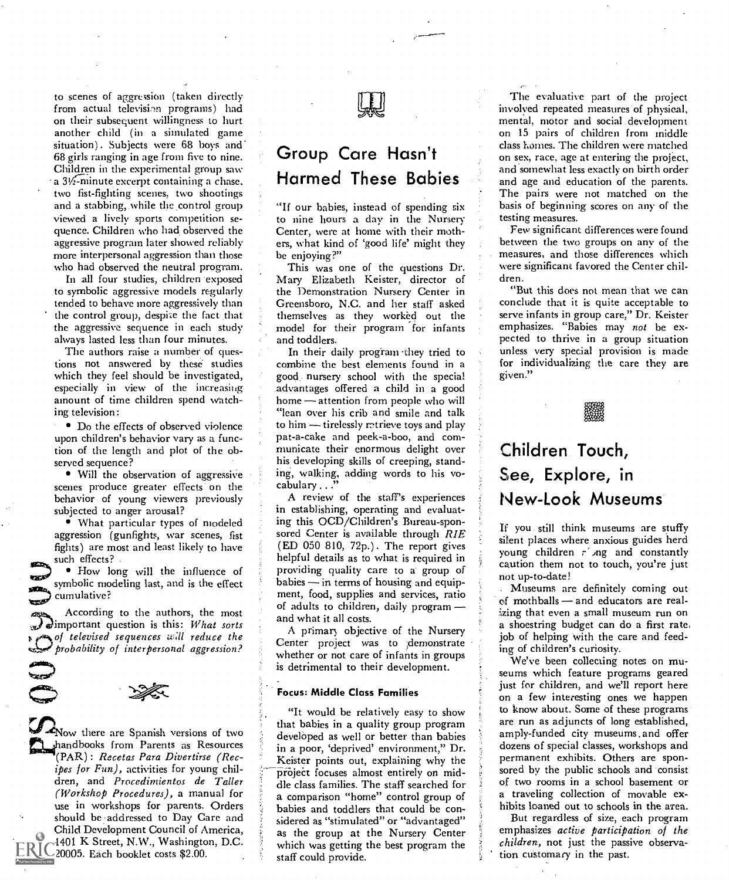to scenes of aggression (taken directly from actual television programs) had on their subsequent willingness to hurt another child (in a simulated game situation). Subjects were 68 boys and 68 girls ranging in age from five to nine. Children in the experimental group saw a 3½-minute excerpt containing a chase, two fist-fighting scenes, two shootings and a stabbing, while the control group viewed a lively sports competition sequence. Children who had observed the aggressive program later showed reliably more interpersonal aggression than those who had observed the neutral program.

In all four studies, children exposed to symbolic aggressive models regularly tended to behave more aggressively than the control group, despite the fact that the aggressive sequence in each study always lasted less than four minutes.

The authors raise a number of questions not answered by these studies which they feel should be investigated, especially in view of the increasing amount of time children spend watching television:

- Do the effects of observed violence upon children's behavior vary as a function of the length and plot of the observed sequence?
- Will the observation of aggressive scenes produce greater effects on the behavior of young viewers previously subjected to anger arousal?
- What particular types of modeled aggression (gunfights, war scenes, fist fights) are most and least likely to have such effects?
- How long will the influence of symbolic modeling last, and is the effect cumulative?

According to the authors, the most important question is this: *What sorts of televised sequences will reduce the probability of interpersonal aggression?*

Now there are Spanish versions of two handbooks from Parents as Resources (PAR): *Recetas Para Divertirse (Recipes for Fun)*, activities for young children, and *Procedimientos de Taller (Workshop Procedures)*, a manual for use in workshops for parents. Orders should be addressed to Day Care and Child Development Council of America, 1401 K Street, N.W., Washington, D.C. 20005. Each booklet costs $2.00.

## Group Care Hasn't Harmed These Babies

"If our babies, instead of spending six to nine hours a day in the Nursery Center, were at home with their mothers, what kind of 'good life' might they be enjoying?"

This was one of the questions Dr. Mary Elizabeth Keister, director of the Demonstration Nursery Center in Greensboro, N.C. and her staff asked themselves as they worked out the model for their program for infants and toddlers.

In their daily program they tried to combine the best elements found in a good nursery school with the special advantages offered a child in a good home — attention from people who will "lean over his crib and smile and talk to him — tirelessly retrieve toys and play pat-a-cake and peek-a-boo, and communicate their enormous delight over his developing skills of creeping, standing, walking, adding words to his vocabulary . . ."

A review of the staff's experiences in establishing, operating and evaluating this OCD/Children's Bureau-sponsored Center is available through *RIE* (ED 050 810, 72p.). The report gives helpful details as to what is required in providing quality care to a group of babies — in terms of housing and equipment, food, supplies and services, ratio of adults to children, daily program — and what it all costs.

A primary objective of the Nursery Center project was to demonstrate whether or not care of infants in groups is detrimental to their development.

### Focus: Middle Class Families

"It would be relatively easy to show that babies in a quality group program developed as well or better than babies in a poor, 'deprived' environment," Dr. Keister points out, explaining why the project focuses almost entirely on middle class families. The staff searched for a comparison "home" control group of babies and toddlers that could be considered as "stimulated" or "advantaged" as the group at the Nursery Center which was getting the best program the staff could provide.

The evaluative part of the project involved repeated measures of physical, mental, motor and social development on 15 pairs of children from middle class homes. The children were matched on sex, race, age at entering the project, and somewhat less exactly on birth order and age and education of the parents. The pairs were not matched on the basis of beginning scores on any of the testing measures.

Few significant differences were found between the two groups on any of the measures, and those differences which were significant favored the Center children.

"But this does not mean that we can conclude that it is quite acceptable to serve infants in group care," Dr. Keister emphasizes. "Babies may *not* be expected to thrive in a group situation unless very special provision is made for individualizing the care they are given."

## Children Touch, See, Explore, in New-Look Museums

If you still think museums are stuffy silent places where anxious guides herd young children along and constantly caution them not to touch, you're just not up-to-date!

Museums are definitely coming out of mothballs — and educators are realizing that even a small museum run on a shoestring budget can do a first rate job of helping with the care and feeding of children's curiosity.

We've been collecting notes on museums which feature programs geared just for children, and we'll report here on a few interesting ones we happen to know about. Some of these programs are run as adjuncts of long established, amply-funded city museums and offer dozens of special classes, workshops and permanent exhibits. Others are sponsored by the public schools and consist of two rooms in a school basement or a traveling collection of movable exhibits loaned out to schools in the area.

But regardless of size, each program emphasizes *active participation of the children*, not just the passive observation customary in the past.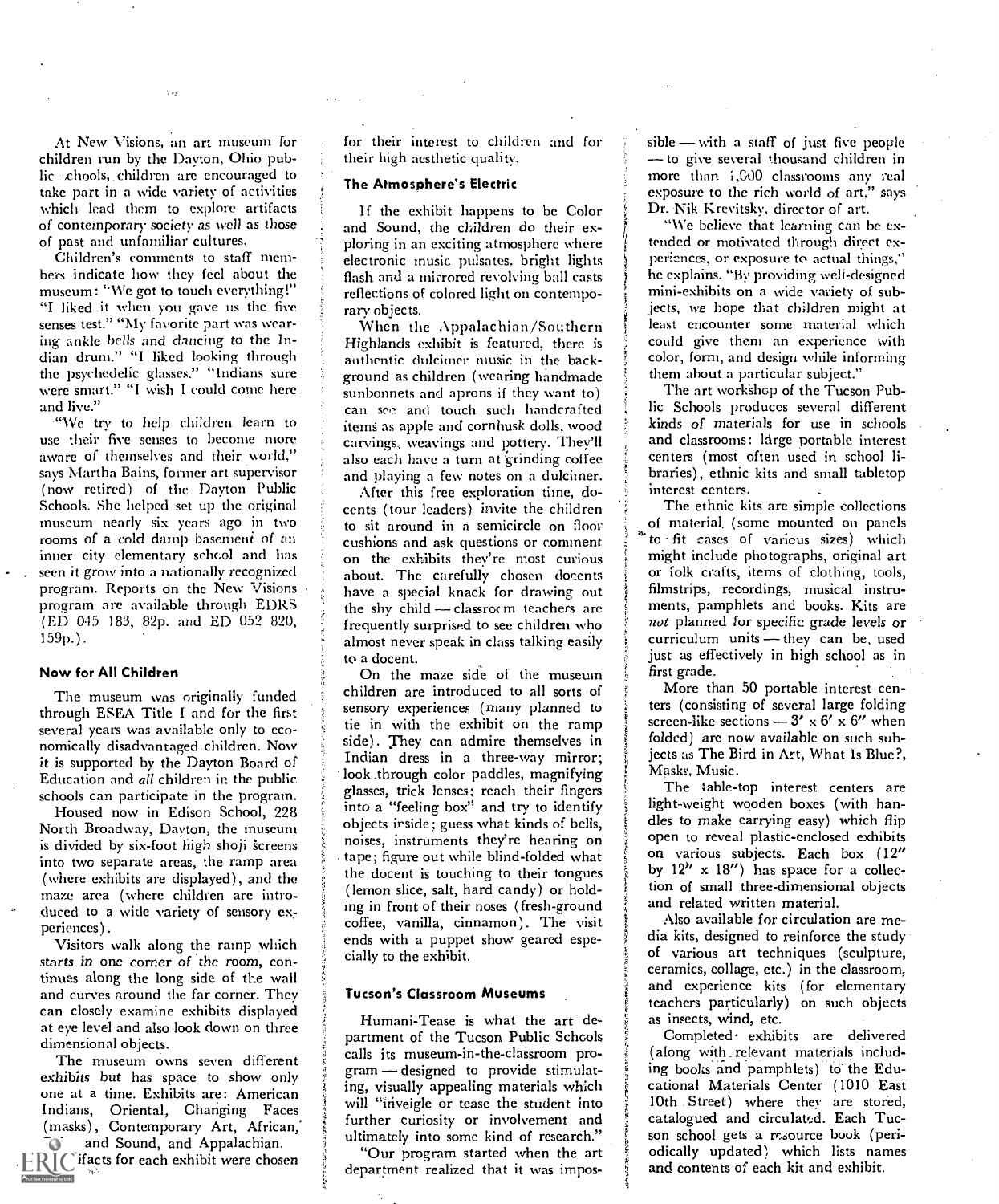At New Visions, an art museum for children run by the Dayton, Ohio public schools, children are encouraged to take part in a wide variety of activities which lead them to explore artifacts of contemporary society as well as those of past and unfamiliar cultures.

Children's comments to staff members indicate how they feel about the museum: "We got to touch everything!" "I liked it when you gave us the five senses test." "My favorite part was wearing ankle bells and dancing to the Indian drum." "I liked looking through the psychedelic glasses." "Indians sure were smart." "I wish I could come here and live."

"We try to help children learn to use their five senses to become more aware of themselves and their world," says Martha Bains, former art supervisor (now retired) of the Dayton Public Schools. She helped set up the original museum nearly six years ago in two rooms of a cold damp basement of an inner city elementary school and has seen it grow into a nationally recognized program. Reports on the New Visions program are available through EDRS (ED 045 183, 82p. and ED 052 820, 159p.).

### Now for All Children

The museum was originally funded through ESEA Title I and for the first several years was available only to economically disadvantaged children. Now it is supported by the Dayton Board of Education and *all* children in the public schools can participate in the program.

Housed now in Edison School, 228 North Broadway, Dayton, the museum is divided by six-foot high shoji screens into two separate areas, the ramp area (where exhibits are displayed), and the maze area (where children are introduced to a wide variety of sensory experiences).

Visitors walk along the ramp which starts in one corner of the room, continues along the long side of the wall and curves around the far corner. They can closely examine exhibits displayed at eye level and also look down on three dimensional objects.

The museum owns seven different exhibits but has space to show only one at a time. Exhibits are: American Indians, Oriental, Changing Faces (masks), Contemporary Art, African, Color and Sound, and Appalachian. Artifacts for each exhibit were chosen for their interest to children and for their high aesthetic quality.

### The Atmosphere's Electric

If the exhibit happens to be Color and Sound, the children do their exploring in an exciting atmosphere where electronic music pulsates, bright lights flash and a mirrored revolving ball casts reflections of colored light on contemporary objects.

When the Appalachian/Southern Highlands exhibit is featured, there is authentic dulcimer music in the background as children (wearing handmade sunbonnets and aprons if they want to) can see and touch such handcrafted items as apple and cornhusk dolls, wood carvings, weavings and pottery. They'll also each have a turn at grinding coffee and playing a few notes on a dulcimer.

After this free exploration time, docents (tour leaders) invite the children to sit around in a semicircle on floor cushions and ask questions or comment on the exhibits they're most curious about. The carefully chosen docents have a special knack for drawing out the shy child — classroom teachers are frequently surprised to see children who almost never speak in class talking easily to a docent.

On the maze side of the museum children are introduced to all sorts of sensory experiences (many planned to tie in with the exhibit on the ramp side). They can admire themselves in Indian dress in a three-way mirror; look through color paddles, magnifying glasses, trick lenses; reach their fingers into a "feeling box" and try to identify objects inside; guess what kinds of bells, noises, instruments they're hearing on tape; figure out while blind-folded what the docent is touching to their tongues (lemon slice, salt, hard candy) or holding in front of their noses (fresh-ground coffee, vanilla, cinnamon). The visit ends with a puppet show geared especially to the exhibit.

### Tucson's Classroom Museums

Humani-Tease is what the art department of the Tucson Public Schools calls its museum-in-the-classroom program — designed to provide stimulating, visually appealing materials which will "inveigle or tease the student into further curiosity or involvement and ultimately into some kind of research."

"Our program started when the art department realized that it was impossible — with a staff of just five people — to give several thousand children in more than 1,900 classrooms any real exposure to the rich world of art," says Dr. Nik Krevitsky, director of art.

"We believe that learning can be extended or motivated through direct experiences, or exposure to actual things," he explains. "By providing well-designed mini-exhibits on a wide variety of subjects, we hope that children might at least encounter some material which could give them an experience with color, form, and design while informing them about a particular subject."

The art workshop of the Tucson Public Schools produces several different kinds of materials for use in schools and classrooms: large portable interest centers (most often used in school libraries), ethnic kits and small tabletop interest centers.

The ethnic kits are simple collections of material (some mounted on panels to fit cases of various sizes) which might include photographs, original art or folk crafts, items of clothing, tools, filmstrips, recordings, musical instruments, pamphlets and books. Kits are *not* planned for specific grade levels or curriculum units — they can be used just as effectively in high school as in first grade.

More than 50 portable interest centers (consisting of several large folding screen-like sections — 3′ x 6′ x 6″ when folded) are now available on such subjects as The Bird in Art, What Is Blue?, Masks, Music.

The table-top interest centers are light-weight wooden boxes (with handles to make carrying easy) which flip open to reveal plastic-enclosed exhibits on various subjects. Each box (12″ by 12″ x 18″) has space for a collection of small three-dimensional objects and related written material.

Also available for circulation are media kits, designed to reinforce the study of various art techniques (sculpture, ceramics, collage, etc.) in the classroom, and experience kits (for elementary teachers particularly) on such objects as insects, wind, etc.

Completed exhibits are delivered (along with relevant materials including books and pamphlets) to the Educational Materials Center (1010 East 10th Street) where they are stored, catalogued and circulated. Each Tucson school gets a resource book (periodically updated) which lists names and contents of each kit and exhibit.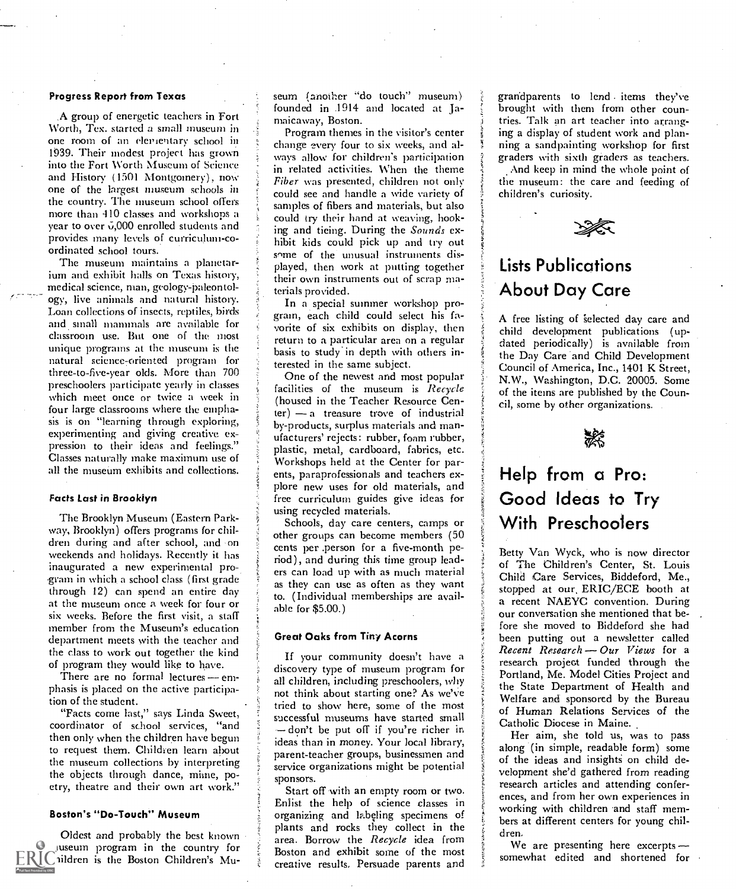### Progress Report from Texas

A group of energetic teachers in Fort Worth, Tex. started a small museum in one room of an elementary school in 1939. Their modest project has grown into the Fort Worth Museum of Science and History (1501 Montgomery), now one of the largest museum schools in the country. The museum school offers more than 410 classes and workshops a year to over 6,000 enrolled students and provides many levels of curriculum-coordinated school tours.

The museum maintains a planetarium and exhibit halls on Texas history, medical science, man, geology-paleontology, live animals and natural history. Loan collections of insects, reptiles, birds and small mammals are available for classroom use. But one of the most unique programs at the museum is the natural science-oriented program for three-to-five-year olds. More than 700 preschoolers participate yearly in classes which meet once or twice a week in four large classrooms where the emphasis is on "learning through exploring, experimenting and giving creative expression to their ideas and feelings." Classes naturally make maximum use of all the museum exhibits and collections.

### Facts Last in Brooklyn

The Brooklyn Museum (Eastern Parkway, Brooklyn) offers programs for children during and after school, and on weekends and holidays. Recently it has inaugurated a new experimental program in which a school class (first grade through 12) can spend an entire day at the museum once a week for four or six weeks. Before the first visit, a staff member from the Museum's education department meets with the teacher and the class to work out together the kind of program they would like to have.

There are no formal lectures — emphasis is placed on the active participation of the student.

"Facts come last," says Linda Sweet, coordinator of school services, "and then only when the children have begun to request them. Children learn about the museum collections by interpreting the objects through dance, mime, poetry, theatre and their own art work."

### Boston's "Do-Touch" Museum

Oldest and probably the best known museum program in the country for children is the Boston Children's Museum (another "do touch" museum) founded in 1914 and located at Jamaicaway, Boston.

Program themes in the visitor's center change every four to six weeks, and always allow for children's participation in related activities. When the theme *Fiber* was presented, children not only could see and handle a wide variety of samples of fibers and materials, but also could try their hand at weaving, hooking and tieing. During the *Sounds* exhibit kids could pick up and try out some of the unusual instruments displayed, then work at putting together their own instruments out of scrap materials provided.

In a special summer workshop program, each child could select his favorite of six exhibits on display, then return to a particular area on a regular basis to study in depth with others interested in the same subject.

One of the newest and most popular facilities of the museum is *Recycle* (housed in the Teacher Resource Center) — a treasure trove of industrial by-products, surplus materials and manufacturers' rejects: rubber, foam rubber, plastic, metal, cardboard, fabrics, etc. Workshops held at the Center for parents, paraprofessionals and teachers explore new uses for old materials, and free curriculum guides give ideas for using recycled materials.

Schools, day care centers, camps or other groups can become members (50 cents per person for a five-month period), and during this time group leaders can load up with as much material as they can use as often as they want to. (Individual memberships are available for $5.00.)

### Great Oaks from Tiny Acorns

If your community doesn't have a discovery type of museum program for all children, including preschoolers, why not think about starting one? As we've tried to show here, some of the most successful museums have started small — don't be put off if you're richer in ideas than in money. Your local library, parent-teacher groups, businessmen and service organizations might be potential sponsors.

Start off with an empty room or two. Enlist the help of science classes in organizing and labeling specimens of plants and rocks they collect in the area. Borrow the *Recycle* idea from Boston and exhibit some of the most creative results. Persuade parents and grandparents to lend items they've brought with them from other countries. Talk an art teacher into arranging a display of student work and planning a sandpainting workshop for first graders with sixth graders as teachers.

And keep in mind the whole point of the museum: the care and feeding of children's curiosity.

## Lists Publications About Day Care

A free listing of selected day care and child development publications (updated periodically) is available from the Day Care and Child Development Council of America, Inc., 1401 K Street, N.W., Washington, D.C. 20005. Some of the items are published by the Council, some by other organizations.

## Help from a Pro: Good Ideas to Try With Preschoolers

Betty Van Wyck, who is now director of The Children's Center, St. Louis Child Care Services, Biddeford, Me., stopped at our ERIC/ECE booth at a recent NAEYC convention. During our conversation she mentioned that before she moved to Biddeford she had been putting out a newsletter called *Recent Research — Our Views* for a research project funded through the Portland, Me. Model Cities Project and the State Department of Health and Welfare and sponsored by the Bureau of Human Relations Services of the Catholic Diocese in Maine.

Her aim, she told us, was to pass along (in simple, readable form) some of the ideas and insights on child development she'd gathered from reading research articles and attending conferences, and from her own experiences in working with children and staff members at different centers for young children.

We are presenting here excerpts — somewhat edited and shortened for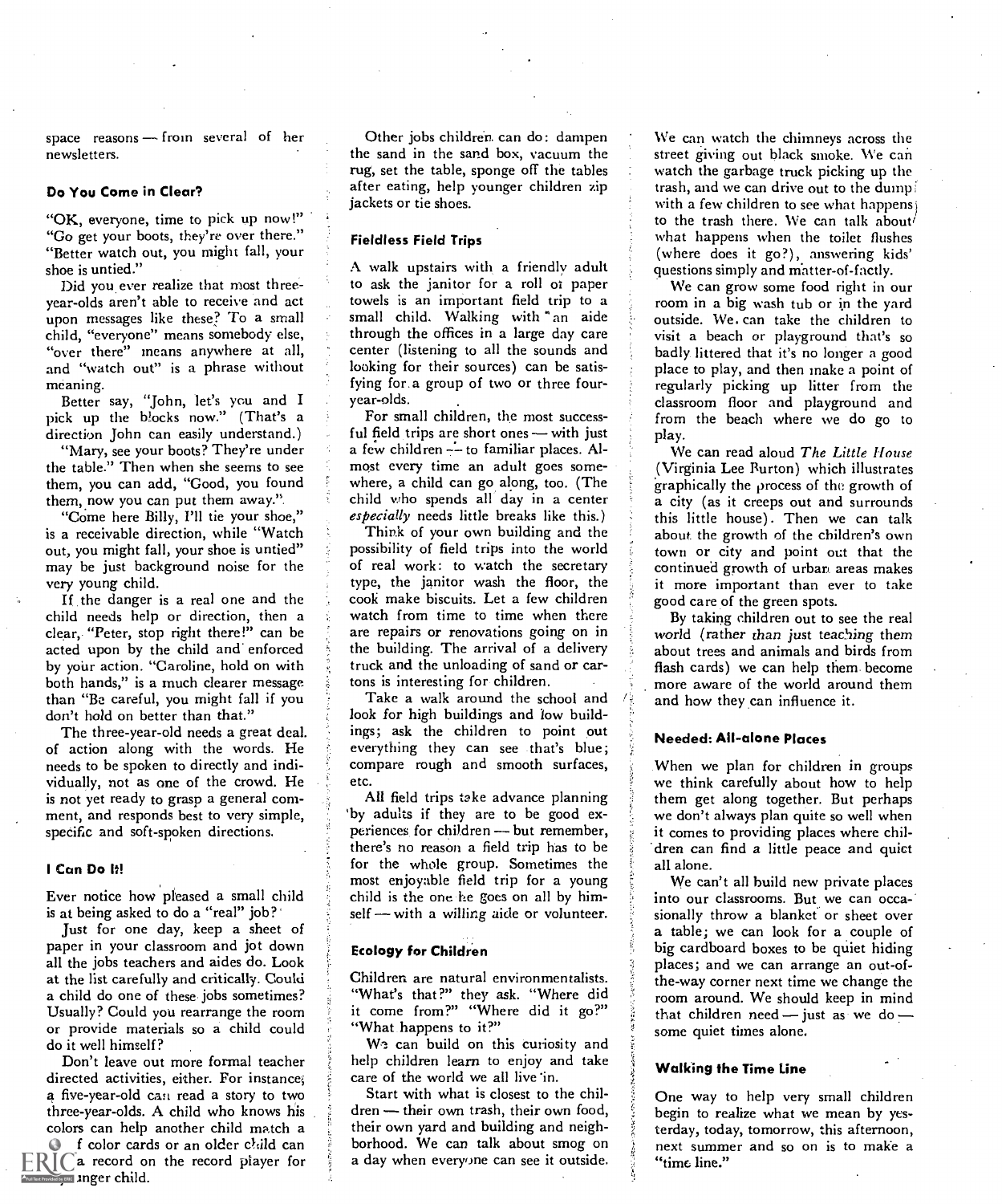space reasons — from several of her newsletters.

### Do You Come in Clear?

"OK, everyone, time to pick up now!" "Go get your boots, they're over there." "Better watch out, you might fall, your shoe is untied."

Did you ever realize that most three-year-olds aren't able to receive and act upon messages like these? To a small child, "everyone" means somebody else, "over there" means anywhere at all, and "watch out" is a phrase without meaning.

Better say, "John, let's you and I pick up the blocks now." (That's a direction John can easily understand.)

"Mary, see your boots? They're under the table." Then when she seems to see them, you can add, "Good, you found them, now you can put them away.".

"Come here Billy, I'll tie your shoe," is a receivable direction, while "Watch out, you might fall, your shoe is untied" may be just background noise for the very young child.

If the danger is a real one and the child needs help or direction, then a clear, "Peter, stop right there!" can be acted upon by the child and enforced by your action. "Caroline, hold on with both hands," is a much clearer message than "Be careful, you might fall if you don't hold on better than that."

The three-year-old needs a great deal of action along with the words. He needs to be spoken to directly and individually, not as one of the crowd. He is not yet ready to grasp a general comment, and responds best to very simple, specific and soft-spoken directions.

### I Can Do It!

Ever notice how pleased a small child is at being asked to do a "real" job?

Just for one day, keep a sheet of paper in your classroom and jot down all the jobs teachers and aides do. Look at the list carefully and critically. Could a child do one of these jobs sometimes? Usually? Could you rearrange the room or provide materials so a child could do it well himself?

Don't leave out more formal teacher directed activities, either. For instance, a five-year-old can read a story to two three-year-olds. A child who knows his colors can help another child match a [set o]f color cards or an older child can [play] a record on the record player for [a yo]unger child.

Other jobs children can do: dampen the sand in the sand box, vacuum the rug, set the table, sponge off the tables after eating, help younger children zip jackets or tie shoes.

### Fieldless Field Trips

A walk upstairs with a friendly adult to ask the janitor for a roll of paper towels is an important field trip to a small child. Walking with an aide through the offices in a large day care center (listening to all the sounds and looking for their sources) can be satisfying for a group of two or three four-year-olds.

For small children, the most successful field trips are short ones — with just a few children — to familiar places. Almost every time an adult goes somewhere, a child can go along, too. (The child who spends all day in a center *especially* needs little breaks like this.)

Think of your own building and the possibility of field trips into the world of real work: to watch the secretary type, the janitor wash the floor, the cook make biscuits. Let a few children watch from time to time when there are repairs or renovations going on in the building. The arrival of a delivery truck and the unloading of sand or cartons is interesting for children.

Take a walk around the school and look for high buildings and low buildings; ask the children to point out everything they can see that's blue; compare rough and smooth surfaces, etc.

All field trips take advance planning by adults if they are to be good experiences for children — but remember, there's no reason a field trip has to be for the whole group. Sometimes the most enjoyable field trip for a young child is the one he goes on all by himself — with a willing aide or volunteer.

### Ecology for Children

Children are natural environmentalists. "What's that?" they ask. "Where did it come from?" "Where did it go?" "What happens to it?"

We can build on this curiosity and help children learn to enjoy and take care of the world we all live in.

Start with what is closest to the children — their own trash, their own food, their own yard and building and neighborhood. We can talk about smog on a day when everyone can see it outside. We can watch the chimneys across the street giving out black smoke. We can watch the garbage truck picking up the trash, and we can drive out to the dump with a few children to see what happens to the trash there. We can talk about what happens when the toilet flushes (where does it go?), answering kids' questions simply and matter-of-factly.

We can grow some food right in our room in a big wash tub or in the yard outside. We can take the children to visit a beach or playground that's so badly littered that it's no longer a good place to play, and then make a point of regularly picking up litter from the classroom floor and playground and from the beach where we do go to play.

We can read aloud *The Little House* (Virginia Lee Burton) which illustrates graphically the process of the growth of a city (as it creeps out and surrounds this little house). Then we can talk about the growth of the children's own town or city and point out that the continued growth of urban areas makes it more important than ever to take good care of the green spots.

By taking children out to see the real world (rather than just teaching them about trees and animals and birds from flash cards) we can help them become more aware of the world around them and how they can influence it.

### Needed: All-alone Places

When we plan for children in groups we think carefully about how to help them get along together. But perhaps we don't always plan quite so well when it comes to providing places where children can find a little peace and quiet all alone.

We can't all build new private places into our classrooms. But we can occasionally throw a blanket or sheet over a table; we can look for a couple of big cardboard boxes to be quiet hiding places; and we can arrange an out-of-the-way corner next time we change the room around. We should keep in mind that children need — just as we do — some quiet times alone.

### Walking the Time Line

One way to help very small children begin to realize what we mean by yesterday, today, tomorrow, this afternoon, next summer and so on is to make a "time line."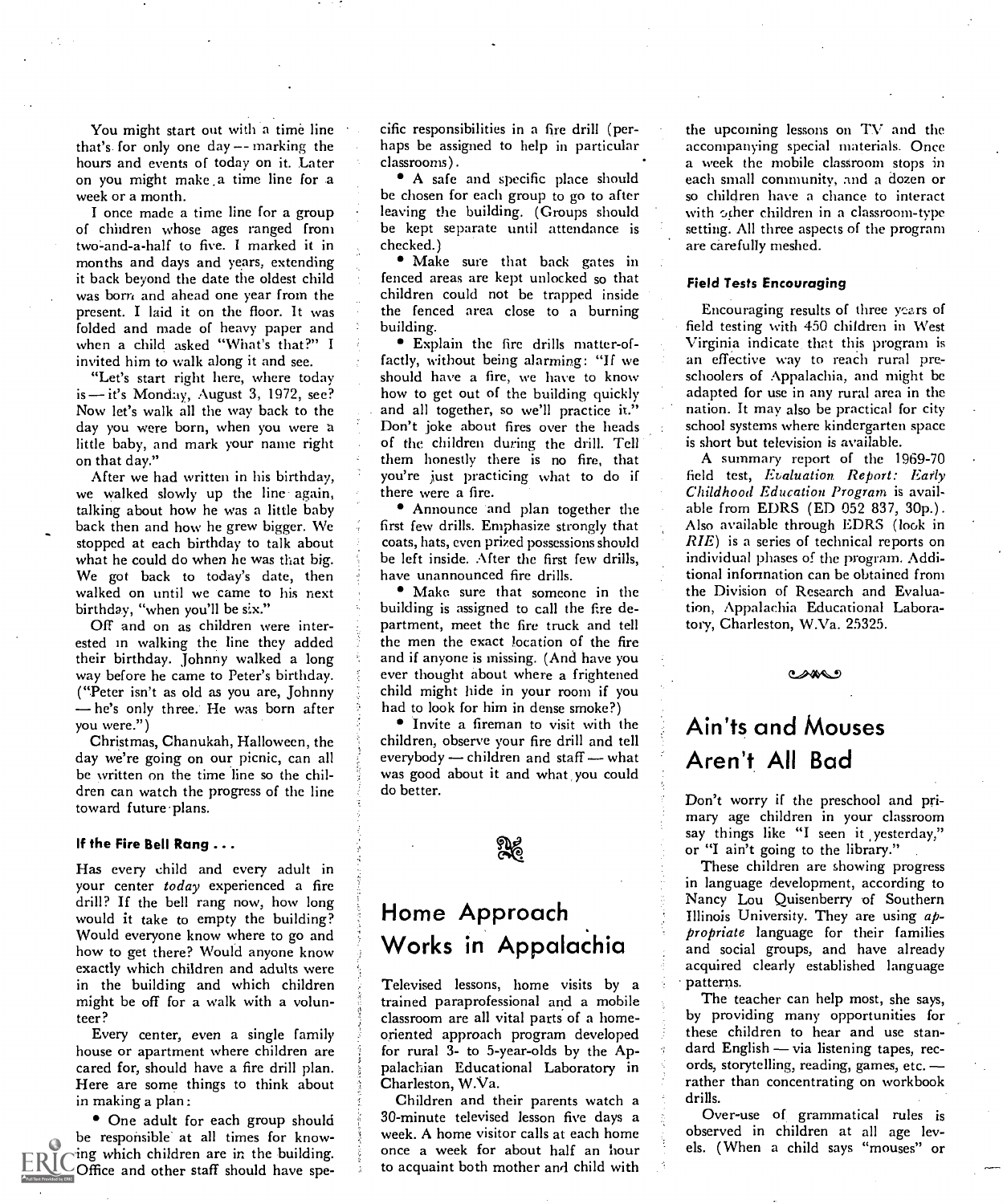You might start out with a time line that's for only one day — marking the hours and events of today on it. Later on you might make a time line for a week or a month.

I once made a time line for a group of children whose ages ranged from two-and-a-half to five. I marked it in months and days and years, extending it back beyond the date the oldest child was born and ahead one year from the present. I laid it on the floor. It was folded and made of heavy paper and when a child asked "What's that?" I invited him to walk along it and see.

"Let's start right here, where today is — it's Monday, August 3, 1972, see? Now let's walk all the way back to the day you were born, when you were a little baby, and mark your name right on that day."

After we had written in his birthday, we walked slowly up the line again, talking about how he was a little baby back then and how he grew bigger. We stopped at each birthday to talk about what he could do when he was that big. We got back to today's date, then walked on until we came to his next birthday, "when you'll be six."

Off and on as children were interested in walking the line they added their birthday. Johnny walked a long way before he came to Peter's birthday. ("Peter isn't as old as you are, Johnny — he's only three. He was born after you were.")

Christmas, Chanukah, Halloween, the day we're going on our picnic, can all be written on the time line so the children can watch the progress of the line toward future plans.

### If the Fire Bell Rang . . .

Has every child and every adult in your center *today* experienced a fire drill? If the bell rang now, how long would it take to empty the building? Would everyone know where to go and how to get there? Would anyone know exactly which children and adults were in the building and which children might be off for a walk with a volunteer?

Every center, even a single family house or apartment where children are cared for, should have a fire drill plan. Here are some things to think about in making a plan:

- One adult for each group should be responsible at all times for knowing which children are in the building. Office and other staff should have specific responsibilities in a fire drill (perhaps be assigned to help in particular classrooms).
- A safe and specific place should be chosen for each group to go to after leaving the building. (Groups should be kept separate until attendance is checked.)
- Make sure that back gates in fenced areas are kept unlocked so that children could not be trapped inside the fenced area close to a burning building.
- Explain the fire drills matter-of-factly, without being alarming: "If we should have a fire, we have to know how to get out of the building quickly and all together, so we'll practice it." Don't joke about fires over the heads of the children during the drill. Tell them honestly there is no fire, that you're just practicing what to do if there were a fire.
- Announce and plan together the first few drills. Emphasize strongly that coats, hats, even prized possessions should be left inside. After the first few drills, have unannounced fire drills.
- Make sure that someone in the building is assigned to call the fire department, meet the fire truck and tell the men the exact location of the fire and if anyone is missing. (And have you ever thought about where a frightened child might hide in your room if you had to look for him in dense smoke?)
- Invite a fireman to visit with the children, observe your fire drill and tell everybody — children and staff — what was good about it and what you could do better.

## Home Approach Works in Appalachia

Televised lessons, home visits by a trained paraprofessional and a mobile classroom are all vital parts of a home-oriented approach program developed for rural 3- to 5-year-olds by the Appalachian Educational Laboratory in Charleston, W.Va.

Children and their parents watch a 30-minute televised lesson five days a week. A home visitor calls at each home once a week for about half an hour to acquaint both mother and child with the upcoming lessons on TV and the accompanying special materials. Once a week the mobile classroom stops in each small community, and a dozen or so children have a chance to interact with other children in a classroom-type setting. All three aspects of the program are carefully meshed.

### Field Tests Encouraging

Encouraging results of three years of field testing with 450 children in West Virginia indicate that this program is an effective way to reach rural preschoolers of Appalachia, and might be adapted for use in any rural area in the nation. It may also be practical for city school systems where kindergarten space is short but television is available.

A summary report of the 1969-70 field test, *Evaluation Report: Early Childhood Education Program* is available from EDRS (ED 052 837, 30p.). Also available through EDRS (look in *RIE*) is a series of technical reports on individual phases of the program. Additional information can be obtained from the Division of Research and Evaluation, Appalachia Educational Laboratory, Charleston, W.Va. 25325.

## Ain'ts and Mouses Aren't All Bad

Don't worry if the preschool and primary age children in your classroom say things like "I seen it yesterday," or "I ain't going to the library."

These children are showing progress in language development, according to Nancy Lou Quisenberry of Southern Illinois University. They are using *appropriate* language for their families and social groups, and have already acquired clearly established language patterns.

The teacher can help most, she says, by providing many opportunities for these children to hear and use standard English — via listening tapes, records, storytelling, reading, games, etc. — rather than concentrating on workbook drills.

Over-use of grammatical rules is observed in children at all age levels. (When a child says "mouses" or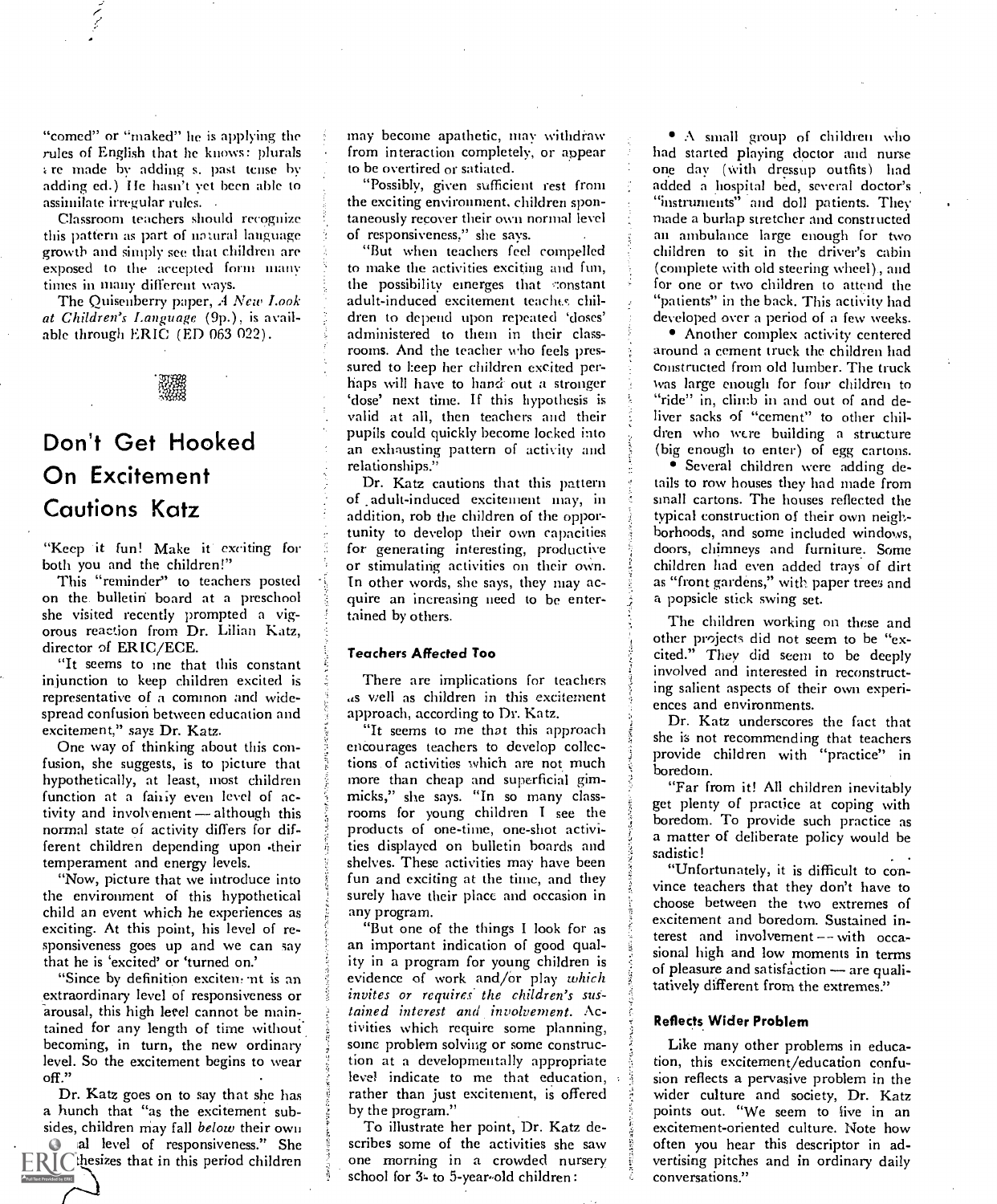"comed" or "maked" he is applying the rules of English that he knows: plurals are made by adding s, past tense by adding ed.) He hasn't yet been able to assimilate irregular rules.

Classroom teachers should recognize this pattern as part of natural language growth and simply see that children are exposed to the accepted form many times in many different ways.

The Quisenberry paper, *A New Look at Children's Language* (9p.), is available through ERIC (ED 063 022).

## Don't Get Hooked On Excitement Cautions Katz

"Keep it fun! Make it exciting for both you and the children!"

This "reminder" to teachers posted on the bulletin board at a preschool she visited recently prompted a vigorous reaction from Dr. Lilian Katz, director of ERIC/ECE.

"It seems to me that this constant injunction to keep children excited is representative of a common and widespread confusion between education and excitement," says Dr. Katz.

One way of thinking about this confusion, she suggests, is to picture that hypothetically, at least, most children function at a fairly even level of activity and involvement — although this normal state of activity differs for different children depending upon their temperament and energy levels.

"Now, picture that we introduce into the environment of this hypothetical child an event which he experiences as exciting. At this point, his level of responsiveness goes up and we can say that he is 'excited' or 'turned on.'

"Since by definition excitement is an extraordinary level of responsiveness or arousal, this high level cannot be maintained for any length of time without becoming, in turn, the new ordinary level. So the excitement begins to wear off."

Dr. Katz goes on to say that she has a hunch that "as the excitement subsides, children may fall *below* their own normal level of responsiveness." She hypothesizes that in this period children may become apathetic, may withdraw from interaction completely, or appear to be overtired or satiated.

"Possibly, given sufficient rest from the exciting environment, children spontaneously recover their own normal level of responsiveness," she says.

"But when teachers feel compelled to make the activities exciting and fun, the possibility emerges that constant adult-induced excitement teaches children to depend upon repeated 'doses' administered to them in their classrooms. And the teacher who feels pressured to keep her children excited perhaps will have to hand out a stronger 'dose' next time. If this hypothesis is valid at all, then teachers and their pupils could quickly become locked into an exhausting pattern of activity and relationships."

Dr. Katz cautions that this pattern of adult-induced excitement may, in addition, rob the children of the opportunity to develop their own capacities for generating interesting, productive or stimulating activities on their own. In other words, she says, they may acquire an increasing need to be entertained by others.

### Teachers Affected Too

There are implications for teachers as well as children in this excitement approach, according to Dr. Katz.

"It seems to me that this approach encourages teachers to develop collections of activities which are not much more than cheap and superficial gimmicks," she says. "In so many classrooms for young children I see the products of one-time, one-shot activities displayed on bulletin boards and shelves. These activities may have been fun and exciting at the time, and they surely have their place and occasion in any program.

"But one of the things I look for as an important indication of good quality in a program for young children is evidence of work and/or play *which invites or requires the children's sustained interest and involvement.* Activities which require some planning, some problem solving or some construction at a developmentally appropriate level indicate to me that education, rather than just excitement, is offered by the program."

To illustrate her point, Dr. Katz describes some of the activities she saw one morning in a crowded nursery school for 3- to 5-year-old children:

- A small group of children who had started playing doctor and nurse one day (with dressup outfits) had added a hospital bed, several doctor's "instruments" and doll patients. They made a burlap stretcher and constructed an ambulance large enough for two children to sit in the driver's cabin (complete with old steering wheel), and for one or two children to attend the "patients" in the back. This activity had developed over a period of a few weeks.
- Another complex activity centered around a cement truck the children had constructed from old lumber. The truck was large enough for four children to "ride" in, climb in and out of and deliver sacks of "cement" to other children who were building a structure (big enough to enter) of egg cartons.
- Several children were adding details to row houses they had made from small cartons. The houses reflected the typical construction of their own neighborhoods, and some included windows, doors, chimneys and furniture. Some children had even added trays of dirt as "front gardens," with paper trees and a popsicle stick swing set.

The children working on these and other projects did not seem to be "excited." They did seem to be deeply involved and interested in reconstructing salient aspects of their own experiences and environments.

Dr. Katz underscores the fact that she is not recommending that teachers provide children with "practice" in boredom.

"Far from it! All children inevitably get plenty of practice at coping with boredom. To provide such practice as a matter of deliberate policy would be sadistic!

"Unfortunately, it is difficult to convince teachers that they don't have to choose between the two extremes of excitement and boredom. Sustained interest and involvement — with occasional high and low moments in terms of pleasure and satisfaction — are qualitatively different from the extremes."

### Reflects Wider Problem

Like many other problems in education, this excitement/education confusion reflects a pervasive problem in the wider culture and society, Dr. Katz points out. "We seem to live in an excitement-oriented culture. Note how often you hear this descriptor in advertising pitches and in ordinary daily conversations."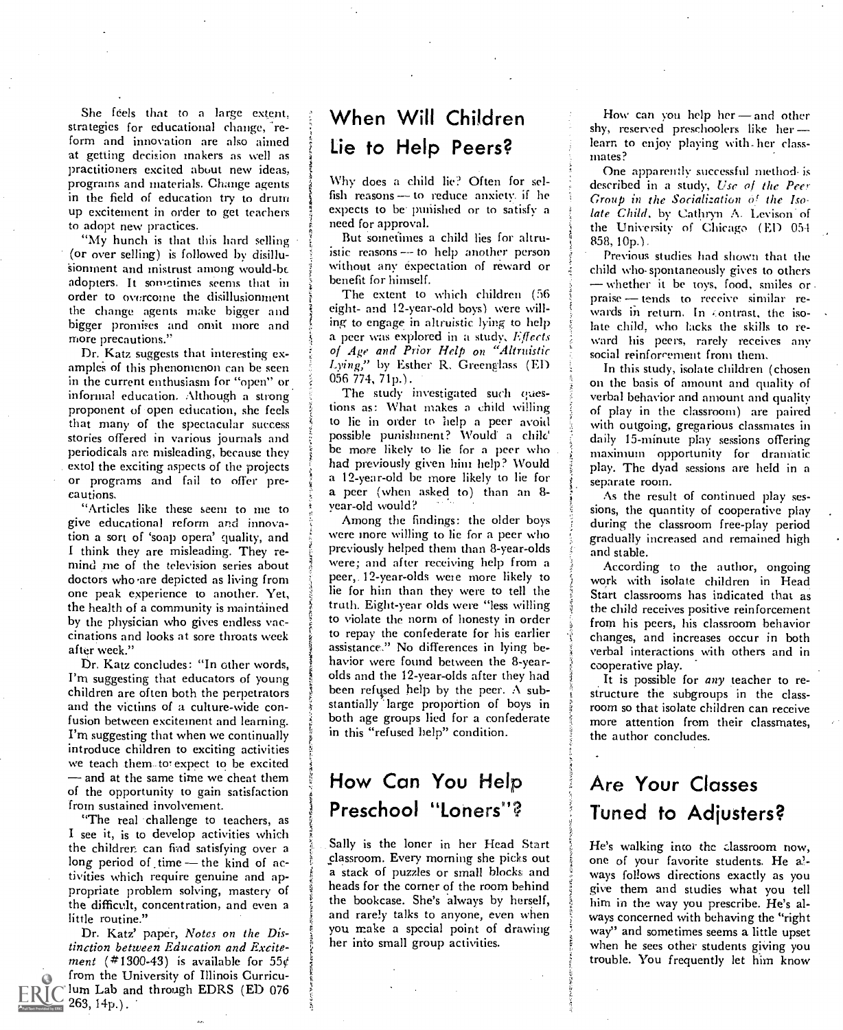She feels that to a large extent, strategies for educational change, reform and innovation are also aimed at getting decision makers as well as practitioners excited about new ideas, programs and materials. Change agents in the field of education try to drum up excitement in order to get teachers to adopt new practices.

"My hunch is that this hard selling (or over selling) is followed by disillusionment and mistrust among would-be adopters. It sometimes seems that in order to overcome the disillusionment the change agents make bigger and bigger promises and omit more and more precautions."

Dr. Katz suggests that interesting examples of this phenomenon can be seen in the current enthusiasm for "open" or informal education. Although a strong proponent of open education, she feels that many of the spectacular success stories offered in various journals and periodicals are misleading, because they extol the exciting aspects of the projects or programs and fail to offer precautions.

"Articles like these seem to me to give educational reform and innovation a sort of 'soap opera' quality, and I think they are misleading. They remind me of the television series about doctors who are depicted as living from one peak experience to another. Yet, the health of a community is maintained by the physician who gives endless vaccinations and looks at sore throats week after week."

Dr. Katz concludes: "In other words, I'm suggesting that educators of young children are often both the perpetrators and the victims of a culture-wide confusion between excitement and learning. I'm suggesting that when we continually introduce children to exciting activities we teach them to expect to be excited — and at the same time we cheat them of the opportunity to gain satisfaction from sustained involvement.

"The real challenge to teachers, as I see it, is to develop activities which the children can find satisfying over a long period of time — the kind of activities which require genuine and appropriate problem solving, mastery of the difficult, concentration, and even a little routine."

Dr. Katz' paper, *Notes on the Distinction between Education and Excitement* (#1300-43) is available for 55¢ from the University of Illinois Curriculum Lab and through EDRS (ED 076 263, 14p.).

## When Will Children Lie to Help Peers?

Why does a child lie? Often for selfish reasons — to reduce anxiety if he expects to be punished or to satisfy a need for approval.

But sometimes a child lies for altruistic reasons — to help another person without any expectation of reward or benefit for himself.

The extent to which children (56 eight- and 12-year-old boys) were willing to engage in altruistic lying to help a peer was explored in a study, *Effects of Age and Prior Help on "Altruistic Lying,"* by Esther R. Greenglass (ED 056 774, 71p.).

The study investigated such questions as: What makes a child willing to lie in order to help a peer avoid possible punishment? Would a child be more likely to lie for a peer who had previously given him help? Would a 12-year-old be more likely to lie for a peer (when asked to) than an 8-year-old would?

Among the findings: the older boys were more willing to lie for a peer who previously helped them than 8-year-olds were; and after receiving help from a peer, 12-year-olds were more likely to lie for him than they were to tell the truth. Eight-year olds were "less willing to violate the norm of honesty in order to repay the confederate for his earlier assistance." No differences in lying behavior were found between the 8-year-olds and the 12-year-olds after they had been refused help by the peer. A substantially large proportion of boys in both age groups lied for a confederate in this "refused help" condition.

## How Can You Help Preschool "Loners"?

Sally is the loner in her Head Start classroom. Every morning she picks out a stack of puzzles or small blocks and heads for the corner of the room behind the bookcase. She's always by herself, and rarely talks to anyone, even when you make a special point of drawing her into small group activities.

How can you help her — and other shy, reserved preschoolers like her — learn to enjoy playing with her classmates?

One apparently successful method is described in a study, *Use of the Peer Group in the Socialization of the Isolate Child*, by Cathryn A. Levison of the University of Chicago (ED 054 858, 10p.).

Previous studies had shown that the child who spontaneously gives to others — whether it be toys, food, smiles or praise — tends to receive similar rewards in return. In contrast, the isolate child, who lacks the skills to reward his peers, rarely receives any social reinforcement from them.

In this study, isolate children (chosen on the basis of amount and quality of verbal behavior and amount and quality of play in the classroom) are paired with outgoing, gregarious classmates in daily 15-minute play sessions offering maximum opportunity for dramatic play. The dyad sessions are held in a separate room.

As the result of continued play sessions, the quantity of cooperative play during the classroom free-play period gradually increased and remained high and stable.

According to the author, ongoing work with isolate children in Head Start classrooms has indicated that as the child receives positive reinforcement from his peers, his classroom behavior changes, and increases occur in both verbal interactions with others and in cooperative play.

It is possible for *any* teacher to restructure the subgroups in the classroom so that isolate children can receive more attention from their classmates, the author concludes.

## Are Your Classes Tuned to Adjusters?

He's walking into the classroom now, one of your favorite students. He always follows directions exactly as you give them and studies what you tell him in the way you prescribe. He's always concerned with behaving the "right way" and sometimes seems a little upset when he sees other students giving you trouble. You frequently let him know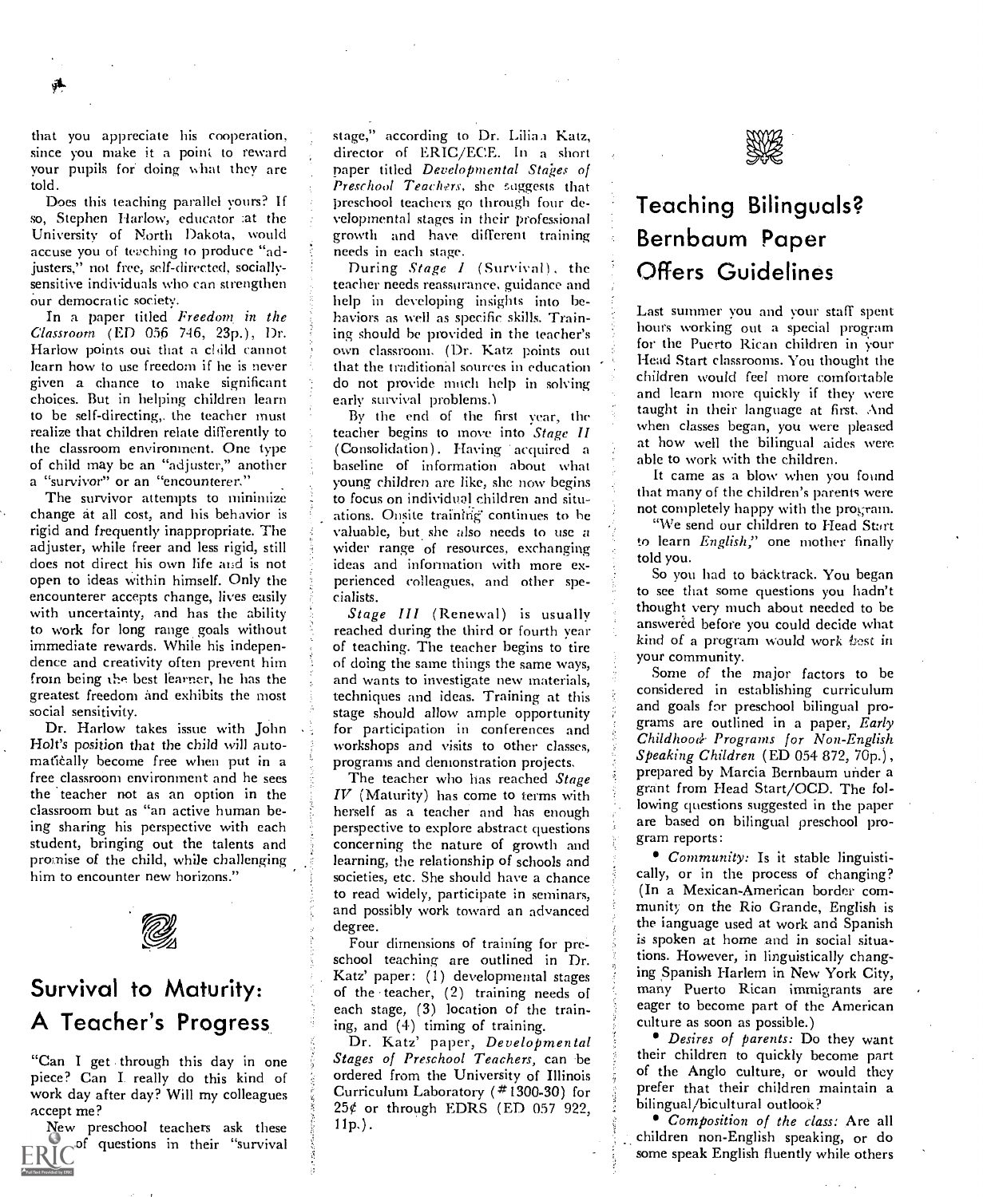that you appreciate his cooperation, since you make it a point to reward your pupils for doing what they are told.

Does this teaching parallel yours? If so, Stephen Harlow, educator at the University of North Dakota, would accuse you of teaching to produce "adjusters," not free, self-directed, socially-sensitive individuals who can strengthen our democratic society.

In a paper titled *Freedom in the Classroom* (ED 056 746, 23p.), Dr. Harlow points out that a child cannot learn how to use freedom if he is never given a chance to make significant choices. But in helping children learn to be self-directing, the teacher must realize that children relate differently to the classroom environment. One type of child may be an "adjuster," another a "survivor" or an "encounterer."

The survivor attempts to minimize change at all cost, and his behavior is rigid and frequently inappropriate. The adjuster, while freer and less rigid, still does not direct his own life and is not open to ideas within himself. Only the encounterer accepts change, lives easily with uncertainty, and has the ability to work for long range goals without immediate rewards. While his independence and creativity often prevent him from being the best learner, he has the greatest freedom and exhibits the most social sensitivity.

Dr. Harlow takes issue with John Holt's position that the child will automatically become free when put in a free classroom environment and he sees the teacher not as an option in the classroom but as "an active human being sharing his perspective with each student, bringing out the talents and promise of the child, while challenging him to encounter new horizons."

## Survival to Maturity: A Teacher's Progress

"Can I get through this day in one piece? Can I really do this kind of work day after day? Will my colleagues accept me?

New preschool teachers ask these of questions in their "survival stage," according to Dr. Lilian Katz, director of ERIC/ECE. In a short paper titled *Developmental Stages of Preschool Teachers*, she suggests that preschool teachers go through four developmental stages in their professional growth and have different training needs in each stage.

During *Stage I* (Survival), the teacher needs reassurance, guidance and help in developing insights into behaviors as well as specific skills. Training should be provided in the teacher's own classroom. (Dr. Katz points out that the traditional sources in education do not provide much help in solving early survival problems.)

By the end of the first year, the teacher begins to move into *Stage II* (Consolidation). Having acquired a baseline of information about what young children are like, she now begins to focus on individual children and situations. Onsite training continues to be valuable, but she also needs to use a wider range of resources, exchanging ideas and information with more experienced colleagues, and other specialists.

*Stage III* (Renewal) is usually reached during the third or fourth year of teaching. The teacher begins to tire of doing the same things the same ways, and wants to investigate new materials, techniques and ideas. Training at this stage should allow ample opportunity for participation in conferences and workshops and visits to other classes, programs and demonstration projects.

The teacher who has reached *Stage IV* (Maturity) has come to terms with herself as a teacher and has enough perspective to explore abstract questions concerning the nature of growth and learning, the relationship of schools and societies, etc. She should have a chance to read widely, participate in seminars, and possibly work toward an advanced degree.

Four dimensions of training for preschool teaching are outlined in Dr. Katz' paper: (1) developmental stages of the teacher, (2) training needs of each stage, (3) location of the training, and (4) timing of training.

Dr. Katz' paper, *Developmental Stages of Preschool Teachers*, can be ordered from the University of Illinois Curriculum Laboratory (#1300-30) for 25¢ or through EDRS (ED 057 922, 11p.).

## Teaching Bilinguals? Bernbaum Paper Offers Guidelines

Last summer you and your staff spent hours working out a special program for the Puerto Rican children in your Head Start classrooms. You thought the children would feel more comfortable and learn more quickly if they were taught in their language at first. And when classes began, you were pleased at how well the bilingual aides were able to work with the children.

It came as a blow when you found that many of the children's parents were not completely happy with the program.

"We send our children to Head Start to learn *English*," one mother finally told you.

So you had to backtrack. You began to see that some questions you hadn't thought very much about needed to be answered before you could decide what kind of a program would work best in your community.

Some of the major factors to be considered in establishing curriculum and goals for preschool bilingual programs are outlined in a paper, *Early Childhood Programs for Non-English Speaking Children* (ED 054 872, 70p.), prepared by Marcia Bernbaum under a grant from Head Start/OCD. The following questions suggested in the paper are based on bilingual preschool program reports:

- *Community:* Is it stable linguistically, or in the process of changing? (In a Mexican-American border community on the Rio Grande, English is the language used at work and Spanish is spoken at home and in social situations. However, in linguistically changing Spanish Harlem in New York City, many Puerto Rican immigrants are eager to become part of the American culture as soon as possible.)
- *Desires of parents:* Do they want their children to quickly become part of the Anglo culture, or would they prefer that their children maintain a bilingual/bicultural outlook?
- *Composition of the class:* Are all children non-English speaking, or do some speak English fluently while others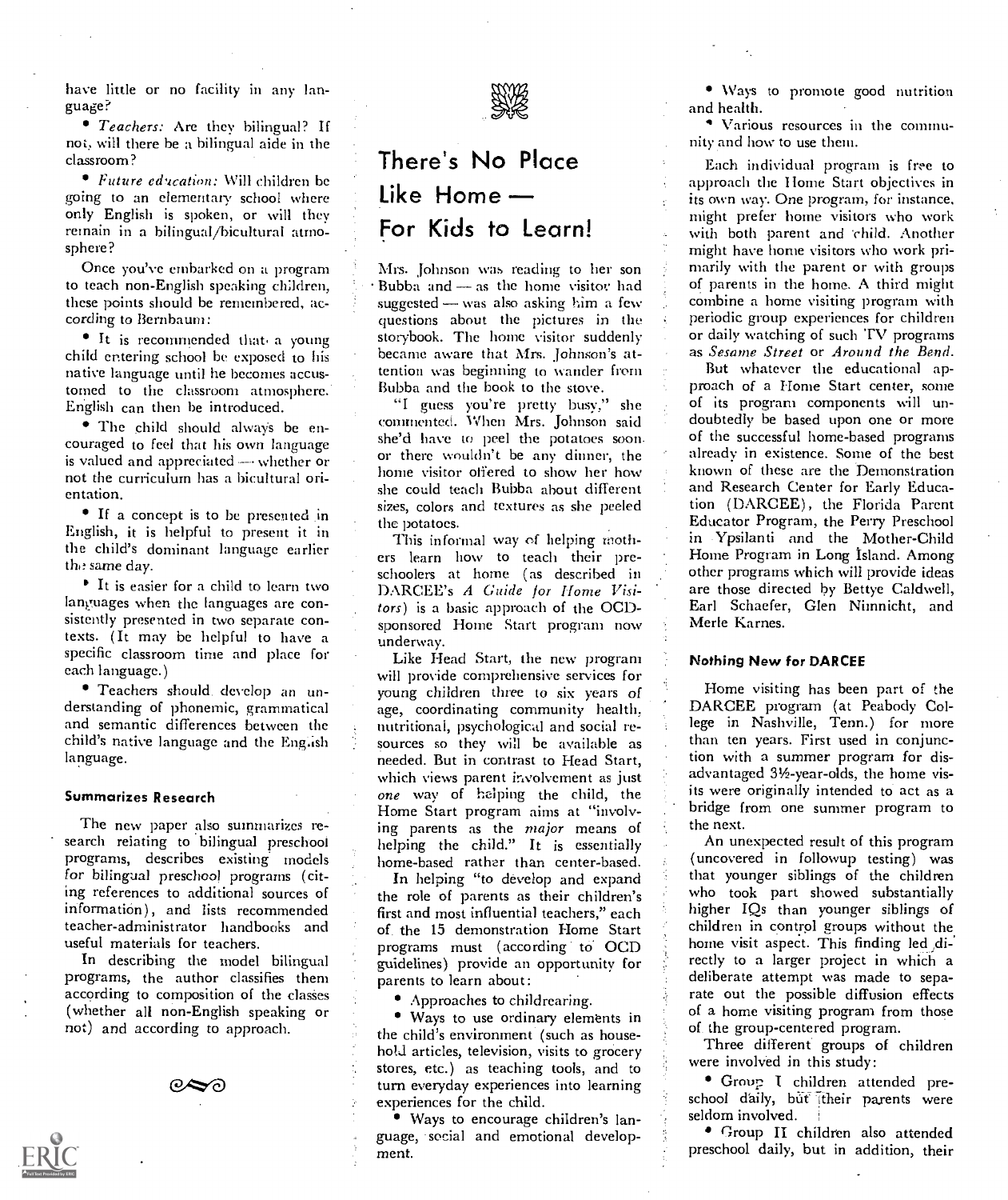have little or no facility in any language?

- *Teachers:* Are they bilingual? If not, will there be a bilingual aide in the classroom?
- *Future education:* Will children be going to an elementary school where only English is spoken, or will they remain in a bilingual/bicultural atmosphere?

Once you've embarked on a program to teach non-English speaking children, these points should be remembered, according to Bernbaum:

- It is recommended that a young child entering school be exposed to his native language until he becomes accustomed to the classroom atmosphere. English can then be introduced.
- The child should always be encouraged to feel that his own language is valued and appreciated — whether or not the curriculum has a bicultural orientation.
- If a concept is to be presented in English, it is helpful to present it in the child's dominant language earlier the same day.
- It is easier for a child to learn two languages when the languages are consistently presented in two separate contexts. (It may be helpful to have a specific classroom time and place for each language.)
- Teachers should develop an understanding of phonemic, grammatical and semantic differences between the child's native language and the English language.

#### Summarizes Research

The new paper also summarizes research relating to bilingual preschool programs, describes existing models for bilingual preschool programs (citing references to additional sources of information), and lists recommended teacher-administrator handbooks and useful materials for teachers.

In describing the model bilingual programs, the author classifies them according to composition of the classes (whether all non-English speaking or not) and according to approach.

## There's No Place Like Home — For Kids to Learn!

Mrs. Johnson was reading to her son Bubba and — as the home visitor had suggested — was also asking him a few questions about the pictures in the storybook. The home visitor suddenly became aware that Mrs. Johnson's attention was beginning to wander from Bubba and the book to the stove.

"I guess you're pretty busy," she commented. When Mrs. Johnson said she'd have to peel the potatoes soon or there wouldn't be any dinner, the home visitor offered to show her how she could teach Bubba about different sizes, colors and textures as she peeled the potatoes.

This informal way of helping mothers learn how to teach their preschoolers at home (as described in DARCEE's *A Guide for Home Visitors*) is a basic approach of the OCD-sponsored Home Start program now underway.

Like Head Start, the new program will provide comprehensive services for young children three to six years of age, coordinating community health, nutritional, psychological and social resources so they will be available as needed. But in contrast to Head Start, which views parent involvement as just *one* way of helping the child, the Home Start program aims at "involving parents as the *major* means of helping the child." It is essentially home-based rather than center-based.

In helping "to develop and expand the role of parents as their children's first and most influential teachers," each of the 15 demonstration Home Start programs must (according to OCD guidelines) provide an opportunity for parents to learn about:

- Approaches to childrearing.
- Ways to use ordinary elements in the child's environment (such as household articles, television, visits to grocery stores, etc.) as teaching tools, and to turn everyday experiences into learning experiences for the child.
- Ways to encourage children's language, social and emotional development.
- Ways to promote good nutrition and health.
- Various resources in the community and how to use them.

Each individual program is free to approach the Home Start objectives in its own way. One program, for instance, might prefer home visitors who work with both parent and child. Another might have home visitors who work primarily with the parent or with groups of parents in the home. A third might combine a home visiting program with periodic group experiences for children or daily watching of such TV programs as *Sesame Street* or *Around the Bend*.

But whatever the educational approach of a Home Start center, some of its program components will undoubtedly be based upon one or more of the successful home-based programs already in existence. Some of the best known of these are the Demonstration and Research Center for Early Education (DARCEE), the Florida Parent Educator Program, the Perry Preschool in Ypsilanti and the Mother-Child Home Program in Long Island. Among other programs which will provide ideas are those directed by Bettye Caldwell, Earl Schaefer, Glen Nimnicht, and Merle Karnes.

#### Nothing New for DARCEE

Home visiting has been part of the DARCEE program (at Peabody College in Nashville, Tenn.) for more than ten years. First used in conjunction with a summer program for disadvantaged 3½-year-olds, the home visits were originally intended to act as a bridge from one summer program to the next.

An unexpected result of this program (uncovered in followup testing) was that younger siblings of the children who took part showed substantially higher IQs than younger siblings of children in control groups without the home visit aspect. This finding led directly to a larger project in which a deliberate attempt was made to separate out the possible diffusion effects of a home visiting program from those of the group-centered program.

Three different groups of children were involved in this study:

- Group I children attended preschool daily, but their parents were seldom involved.
- Group II children also attended preschool daily, but in addition, their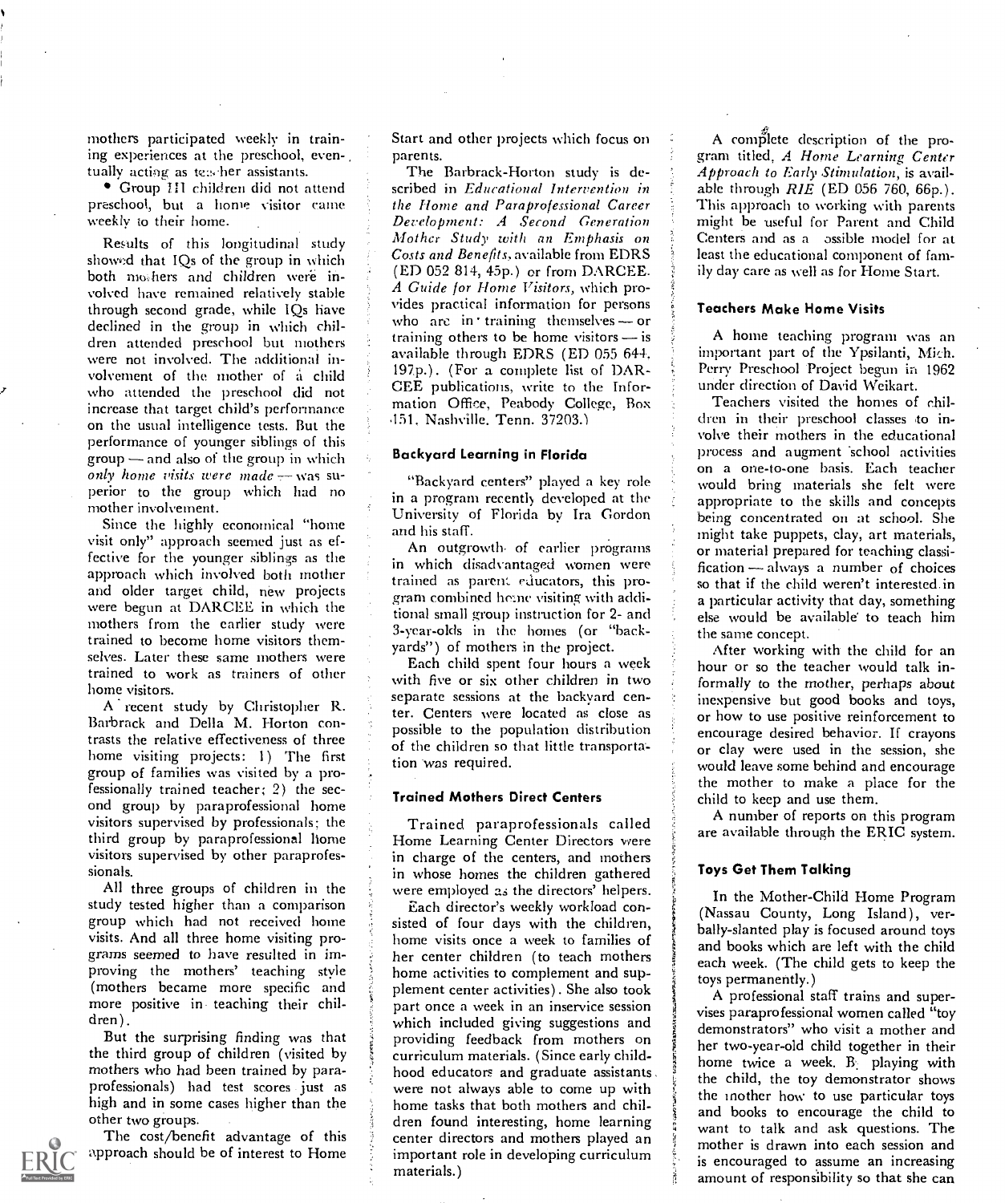mothers participated weekly in training experiences at the preschool, eventually acting as teacher assistants.

- Group III children did not attend preschool, but a home visitor came weekly to their home.

Results of this longitudinal study showed that IQs of the group in which both mothers and children were involved have remained relatively stable through second grade, while IQs have declined in the group in which children attended preschool but mothers were not involved. The additional involvement of the mother of a child who attended the preschool did not increase that target child's performance on the usual intelligence tests. But the performance of younger siblings of this group — and also of the group in which *only home visits were made* — was superior to the group which had no mother involvement.

Since the highly economical "home visit only" approach seemed just as effective for the younger siblings as the approach which involved both mother and older target child, new projects were begun at DARCEE in which the mothers from the earlier study were trained to become home visitors themselves. Later these same mothers were trained to work as trainers of other home visitors.

A recent study by Christopher R. Barbrack and Della M. Horton contrasts the relative effectiveness of three home visiting projects: 1) The first group of families was visited by a professionally trained teacher; 2) the second group by paraprofessional home visitors supervised by professionals; the third group by paraprofessional home visitors supervised by other paraprofessionals.

All three groups of children in the study tested higher than a comparison group which had not received home visits. And all three home visiting programs seemed to have resulted in improving the mothers' teaching style (mothers became more specific and more positive in teaching their children).

But the surprising finding was that the third group of children (visited by mothers who had been trained by paraprofessionals) had test scores just as high and in some cases higher than the other two groups.

The cost/benefit advantage of this approach should be of interest to Home Start and other projects which focus on parents.

The Barbrack-Horton study is described in *Educational Intervention in the Home and Paraprofessional Career Development: A Second Generation Mother Study with an Emphasis on Costs and Benefits*, available from EDRS (ED 052 814, 45p.) or from DARCEE. *A Guide for Home Visitors*, which provides practical information for persons who are in training themselves — or training others to be home visitors — is available through EDRS (ED 055 644, 197p.). (For a complete list of DARCEE publications, write to the Information Office, Peabody College, Box 151, Nashville, Tenn. 37203.)

### Backyard Learning in Florida

"Backyard centers" played a key role in a program recently developed at the University of Florida by Ira Gordon and his staff.

An outgrowth of earlier programs in which disadvantaged women were trained as parent educators, this program combined home visiting with additional small group instruction for 2- and 3-year-olds in the homes (or "backyards") of mothers in the project.

Each child spent four hours a week with five or six other children in two separate sessions at the backyard center. Centers were located as close as possible to the population distribution of the children so that little transportation was required.

### Trained Mothers Direct Centers

Trained paraprofessionals called Home Learning Center Directors were in charge of the centers, and mothers in whose homes the children gathered were employed as the directors' helpers.

Each director's weekly workload consisted of four days with the children, home visits once a week to families of her center children (to teach mothers home activities to complement and supplement center activities). She also took part once a week in an inservice session which included giving suggestions and providing feedback from mothers on curriculum materials. (Since early childhood educators and graduate assistants were not always able to come up with home tasks that both mothers and children found interesting, home learning center directors and mothers played an important role in developing curriculum materials.)

A complete description of the program titled, *A Home Learning Center Approach to Early Stimulation*, is available through *RIE* (ED 056 760, 66p.). This approach to working with parents might be useful for Parent and Child Centers and as a possible model for at least the educational component of family day care as well as for Home Start.

### Teachers Make Home Visits

A home teaching program was an important part of the Ypsilanti, Mich. Perry Preschool Project begun in 1962 under direction of David Weikart.

Teachers visited the homes of children in their preschool classes to involve their mothers in the educational process and augment school activities on a one-to-one basis. Each teacher would bring materials she felt were appropriate to the skills and concepts being concentrated on at school. She might take puppets, clay, art materials, or material prepared for teaching classification — always a number of choices so that if the child weren't interested in a particular activity that day, something else would be available to teach him the same concept.

After working with the child for an hour or so the teacher would talk informally to the mother, perhaps about inexpensive but good books and toys, or how to use positive reinforcement to encourage desired behavior. If crayons or clay were used in the session, she would leave some behind and encourage the mother to make a place for the child to keep and use them.

A number of reports on this program are available through the ERIC system.

### Toys Get Them Talking

In the Mother-Child Home Program (Nassau County, Long Island), verbally-slanted play is focused around toys and books which are left with the child each week. (The child gets to keep the toys permanently.)

A professional staff trains and supervises paraprofessional women called "toy demonstrators" who visit a mother and her two-year-old child together in their home twice a week. By playing with the child, the toy demonstrator shows the mother how to use particular toys and books to encourage the child to want to talk and ask questions. The mother is drawn into each session and is encouraged to assume an increasing amount of responsibility so that she can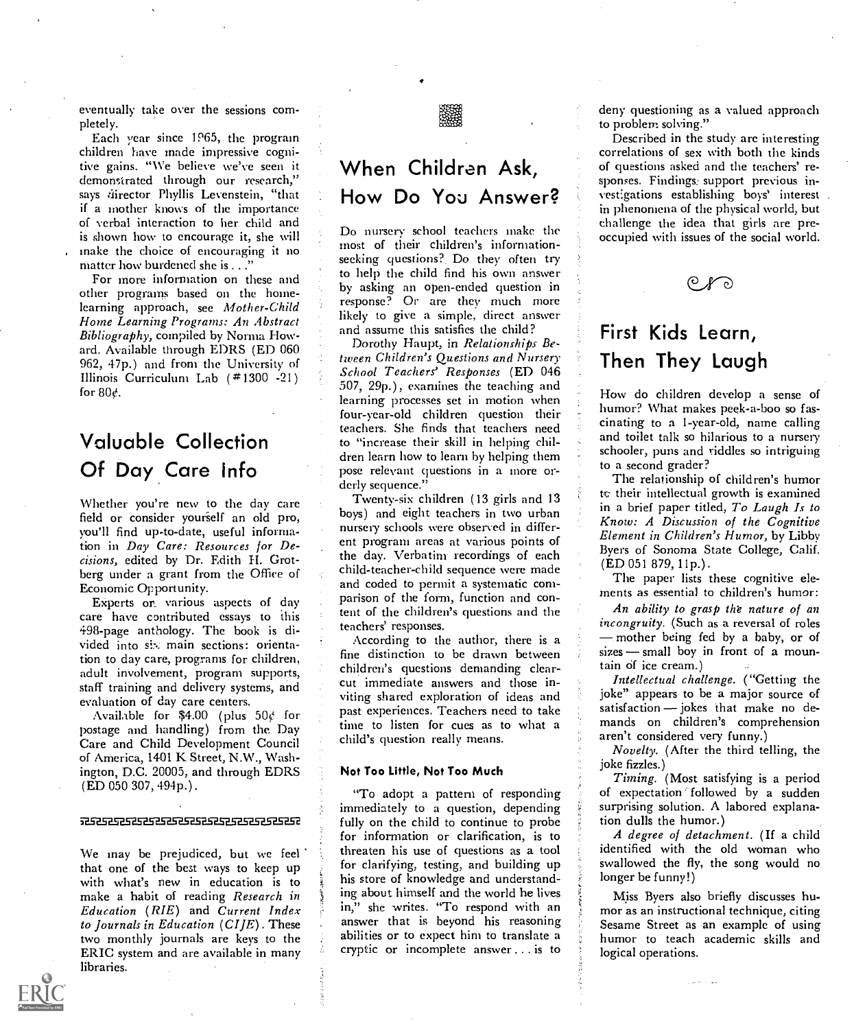eventually take over the sessions completely.

Each year since 1965, the program children have made impressive cognitive gains. "We believe we've seen it demonstrated through our research," says director Phyllis Levenstein, "that if a mother knows of the importance of verbal interaction to her child and is shown how to encourage it, she will make the choice of encouraging it no matter how burdened she is . . ."

For more information on these and other programs based on the home-learning approach, see *Mother-Child Home Learning Programs: An Abstract Bibliography*, compiled by Norma Howard. Available through EDRS (ED 060 962, 47p.) and from the University of Illinois Curriculum Lab (#1300 -21) for 80¢.

## Valuable Collection Of Day Care Info

Whether you're new to the day care field or consider yourself an old pro, you'll find up-to-date, useful information in *Day Care: Resources for Decisions*, edited by Dr. Edith H. Grotberg under a grant from the Office of Economic Opportunity.

Experts on various aspects of day care have contributed essays to this 498-page anthology. The book is divided into six main sections: orientation to day care, programs for children, adult involvement, program supports, staff training and delivery systems, and evaluation of day care centers.

Available for $4.00 (plus 50¢ for postage and handling) from the Day Care and Child Development Council of America, 1401 K Street, N.W., Washington, D.C. 20005, and through EDRS (ED 050 307, 494p.).

We may be prejudiced, but we feel that one of the best ways to keep up with what's new in education is to make a habit of reading *Research in Education (RIE)* and *Current Index to Journals in Education (CIJE)*. These two monthly journals are keys to the ERIC system and are available in many libraries.

## When Children Ask, How Do You Answer?

Do nursery school teachers make the most of their children's information-seeking questions? Do they often try to help the child find his own answer by asking an open-ended question in response? Or are they much more likely to give a simple, direct answer and assume this satisfies the child?

Dorothy Haupt, in *Relationships Between Children's Questions and Nursery School Teachers' Responses* (ED 046 507, 29p.), examines the teaching and learning processes set in motion when four-year-old children question their teachers. She finds that teachers need to "increase their skill in helping children learn how to learn by helping them pose relevant questions in a more orderly sequence."

Twenty-six children (13 girls and 13 boys) and eight teachers in two urban nursery schools were observed in different program areas at various points of the day. Verbatim recordings of each child-teacher-child sequence were made and coded to permit a systematic comparison of the form, function and content of the children's questions and the teachers' responses.

According to the author, there is a fine distinction to be drawn between children's questions demanding clear-cut immediate answers and those inviting shared exploration of ideas and past experiences. Teachers need to take time to listen for cues as to what a child's question really means.

### Not Too Little, Not Too Much

"To adopt a pattern of responding immediately to a question, depending fully on the child to continue to probe for information or clarification, is to threaten his use of questions as a tool for clarifying, testing, and building up his store of knowledge and understanding about himself and the world he lives in," she writes. "To respond with an answer that is beyond his reasoning abilities or to expect him to translate a cryptic or incomplete answer . . . is to deny questioning as a valued approach to problem solving."

Described in the study are interesting correlations of sex with both the kinds of questions asked and the teachers' responses. Findings support previous investigations establishing boys' interest in phenomena of the physical world, but challenge the idea that girls are preoccupied with issues of the social world.

## First Kids Learn, Then They Laugh

How do children develop a sense of humor? What makes peek-a-boo so fascinating to a 1-year-old, name calling and toilet talk so hilarious to a nursery schooler, puns and riddles so intriguing to a second grader?

The relationship of children's humor to their intellectual growth is examined in a brief paper titled, *To Laugh Is to Know: A Discussion of the Cognitive Element in Children's Humor*, by Libby Byers of Sonoma State College, Calif. (ED 051 879, 11p.).

The paper lists these cognitive elements as essential to children's humor:

*An ability to grasp the nature of an incongruity.* (Such as a reversal of roles — mother being fed by a baby, or of sizes — small boy in front of a mountain of ice cream.)

*Intellectual challenge.* ("Getting the joke" appears to be a major source of satisfaction — jokes that make no demands on children's comprehension aren't considered very funny.)

*Novelty.* (After the third telling, the joke fizzles.)

*Timing.* (Most satisfying is a period of expectation followed by a sudden surprising solution. A labored explanation dulls the humor.)

*A degree of detachment.* (If a child identified with the old woman who swallowed the fly, the song would no longer be funny!)

Miss Byers also briefly discusses humor as an instructional technique, citing Sesame Street as an example of using humor to teach academic skills and logical operations.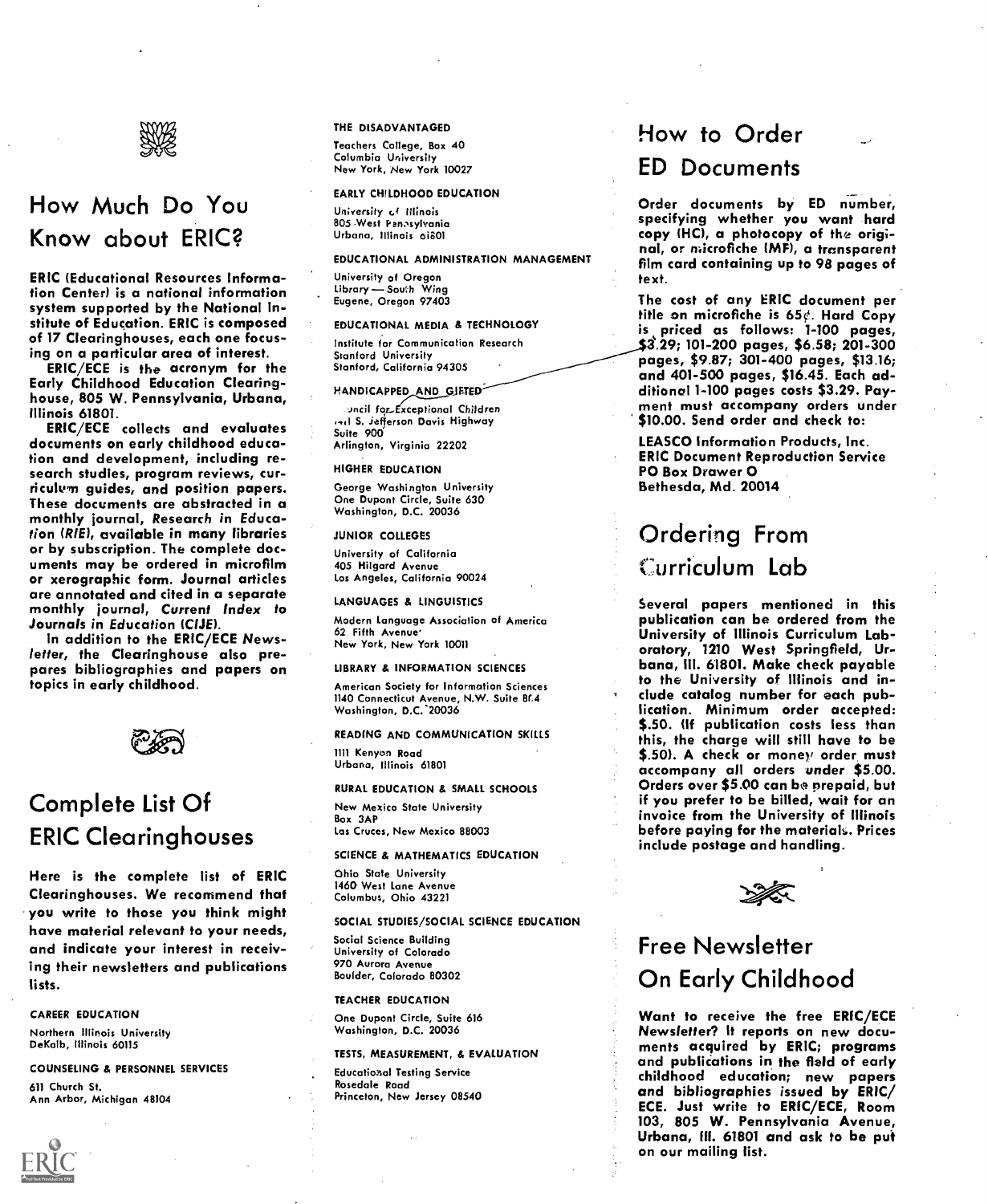## How Much Do You Know about ERIC?

ERIC (Educational Resources Information Center) is a national information system supported by the National Institute of Education. ERIC is composed of 17 Clearinghouses, each one focusing on a particular area of interest.

ERIC/ECE is the acronym for the Early Childhood Education Clearinghouse, 805 W. Pennsylvania, Urbana, Illinois 61801.

ERIC/ECE collects and evaluates documents on early childhood education and development, including research studies, program reviews, curriculum guides, and position papers. These documents are abstracted in a monthly journal, *Research in Education (RIE)*, available in many libraries or by subscription. The complete documents may be ordered in microfilm or xerographic form. Journal articles are annotated and cited in a separate monthly journal, *Current Index to Journals in Education (CIJE)*.

In addition to the ERIC/ECE *Newsletter*, the Clearinghouse also prepares bibliographies and papers on topics in early childhood.

## Complete List Of ERIC Clearinghouses

Here is the complete list of ERIC Clearinghouses. We recommend that you write to those you think might have material relevant to your needs, and indicate your interest in receiving their newsletters and publications lists.

CAREER EDUCATION
Northern Illinois University
DeKalb, Illinois 60115

COUNSELING & PERSONNEL SERVICES
611 Church St.
Ann Arbor, Michigan 48104

THE DISADVANTAGED
Teachers College, Box 40
Columbia University
New York, New York 10027

EARLY CHILDHOOD EDUCATION
University of Illinois
805 West Pennsylvania
Urbana, Illinois 61801

EDUCATIONAL ADMINISTRATION MANAGEMENT
University of Oregon
Library — South Wing
Eugene, Oregon 97403

EDUCATIONAL MEDIA & TECHNOLOGY
Institute for Communication Research
Stanford University
Stanford, California 94305

HANDICAPPED AND GIFTED
Council for Exceptional Children
1411 S. Jefferson Davis Highway
Suite 900
Arlington, Virginia 22202

HIGHER EDUCATION
George Washington University
One Dupont Circle, Suite 630
Washington, D.C. 20036

JUNIOR COLLEGES
University of California
405 Hilgard Avenue
Los Angeles, California 90024

LANGUAGES & LINGUISTICS
Modern Language Association of America
62 Fifth Avenue
New York, New York 10011

LIBRARY & INFORMATION SCIENCES
American Society for Information Sciences
1140 Connecticut Avenue, N.W. Suite 804
Washington, D.C. 20036

READING AND COMMUNICATION SKILLS
1111 Kenyon Road
Urbana, Illinois 61801

RURAL EDUCATION & SMALL SCHOOLS
New Mexico State University
Box 3AP
Las Cruces, New Mexico 88003

SCIENCE & MATHEMATICS EDUCATION
Ohio State University
1460 West Lane Avenue
Columbus, Ohio 43221

SOCIAL STUDIES/SOCIAL SCIENCE EDUCATION
Social Science Building
University of Colorado
970 Aurora Avenue
Boulder, Colorado 80302

TEACHER EDUCATION
One Dupont Circle, Suite 616
Washington, D.C. 20036

TESTS, MEASUREMENT, & EVALUATION
Educational Testing Service
Rosedale Road
Princeton, New Jersey 08540

## How to Order ED Documents

Order documents by ED number, specifying whether you want hard copy (HC), a photocopy of the original, or microfiche (MF), a transparent film card containing up to 98 pages of text.

The cost of any ERIC document per title on microfiche is 65¢. Hard Copy is priced as follows: 1-100 pages, $3.29; 101-200 pages, $6.58; 201-300 pages, $9.87; 301-400 pages, $13.16; and 401-500 pages, $16.45. Each additional 1-100 pages costs $3.29. Payment must accompany orders under $10.00. Send order and check to:

LEASCO Information Products, Inc.
ERIC Document Reproduction Service
PO Box Drawer O
Bethesda, Md. 20014

## Ordering From Curriculum Lab

Several papers mentioned in this publication can be ordered from the University of Illinois Curriculum Laboratory, 1210 West Springfield, Urbana, Ill. 61801. Make check payable to the University of Illinois and include catalog number for each publication. Minimum order accepted: $.50. (If publication costs less than this, the charge will still have to be $.50). A check or money order must accompany all orders under $5.00. Orders over $5.00 can be prepaid, but if you prefer to be billed, wait for an invoice from the University of Illinois before paying for the materials. Prices include postage and handling.

## Free Newsletter On Early Childhood

Want to receive the free ERIC/ECE *Newsletter*? It reports on new documents acquired by ERIC; programs and publications in the field of early childhood education; new papers and bibliographies issued by ERIC/ECE. Just write to ERIC/ECE, Room 103, 805 W. Pennsylvania Avenue, Urbana, Ill. 61801 and ask to be put on our mailing list.